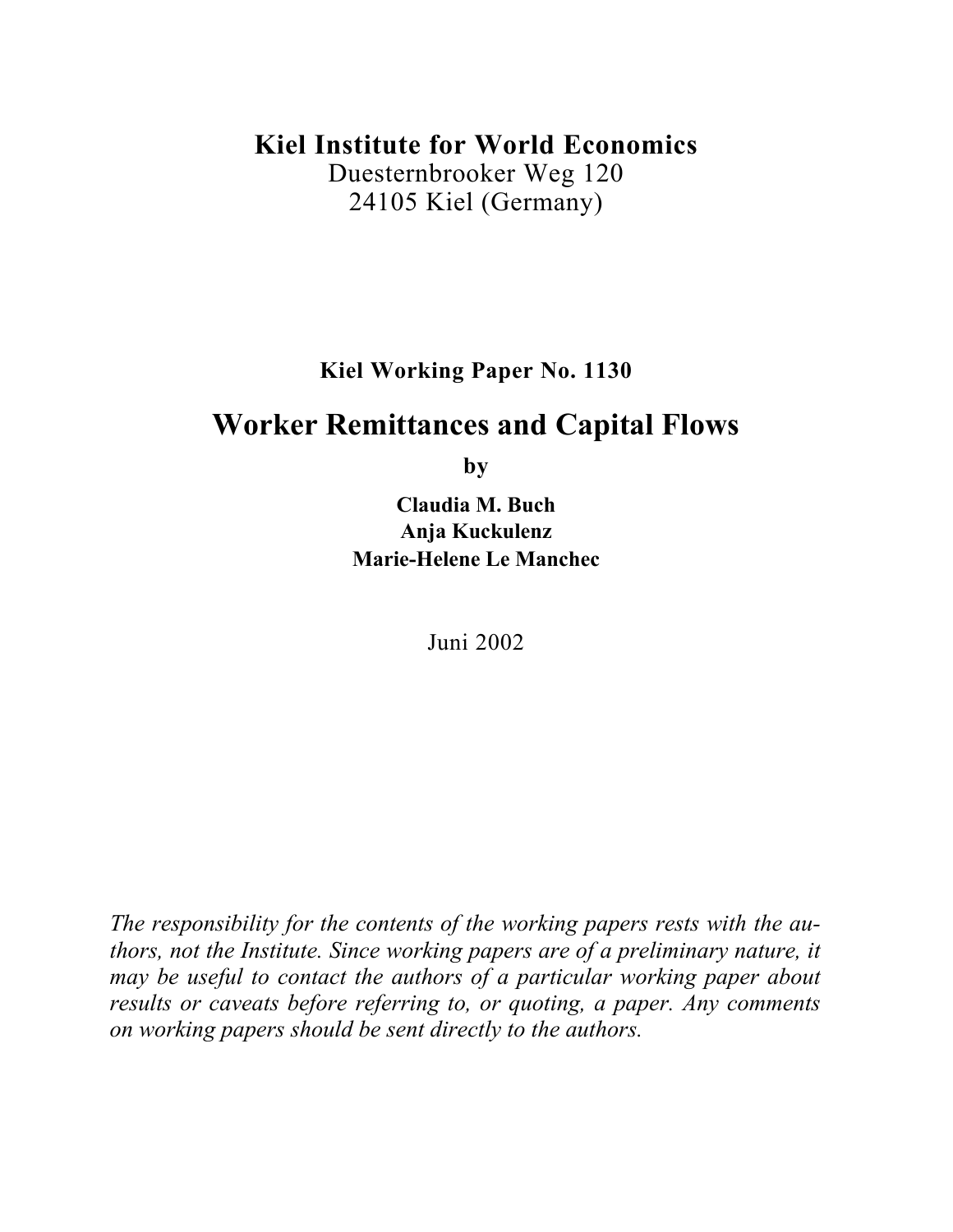**Kiel Institute for World Economics**
Duesternbrooker Weg 120
24105 Kiel (Germany)

**Kiel Working Paper No. 1130**

# Worker Remittances and Capital Flows

**by**

**Claudia M. Buch**
**Anja Kuckulenz**
**Marie-Helene Le Manchec**

Juni 2002

*The responsibility for the contents of the working papers rests with the authors, not the Institute. Since working papers are of a preliminary nature, it may be useful to contact the authors of a particular working paper about results or caveats before referring to, or quoting, a paper. Any comments on working papers should be sent directly to the authors.*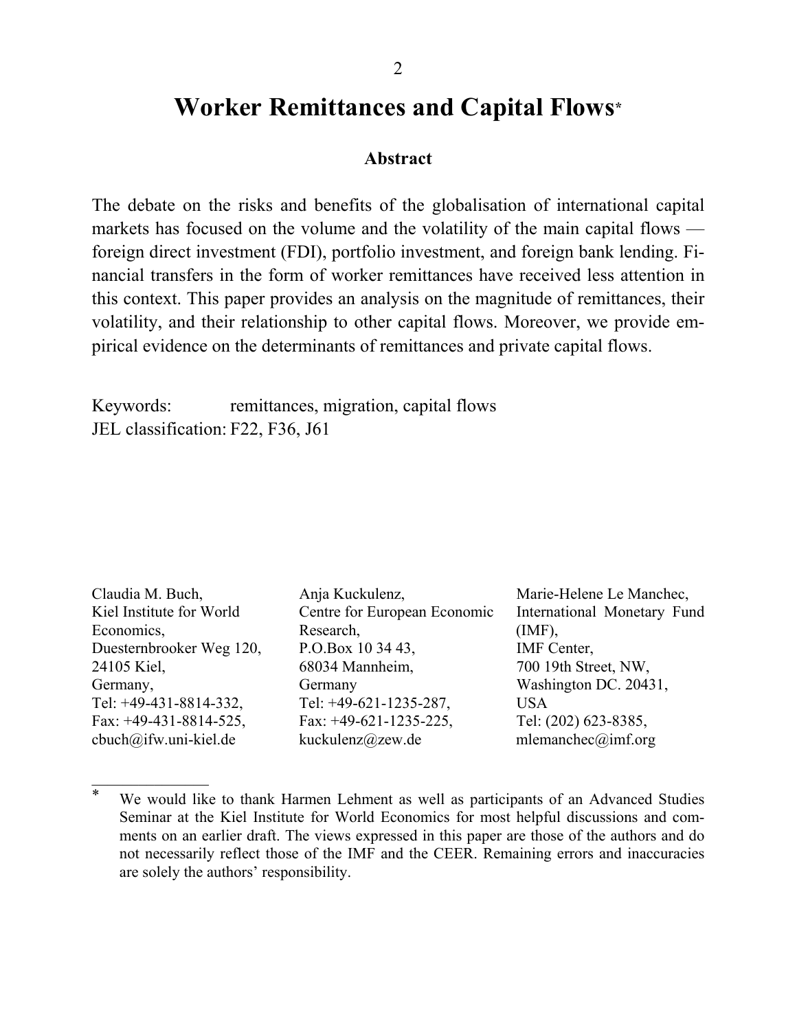# Worker Remittances and Capital Flows*

## Abstract

The debate on the risks and benefits of the globalisation of international capital markets has focused on the volume and the volatility of the main capital flows — foreign direct investment (FDI), portfolio investment, and foreign bank lending. Financial transfers in the form of worker remittances have received less attention in this context. This paper provides an analysis on the magnitude of remittances, their volatility, and their relationship to other capital flows. Moreover, we provide empirical evidence on the determinants of remittances and private capital flows.

Keywords: remittances, migration, capital flows
JEL classification: F22, F36, J61

Claudia M. Buch,
Kiel Institute for World Economics,
Duesternbrooker Weg 120,
24105 Kiel,
Germany,
Tel: +49-431-8814-332,
Fax: +49-431-8814-525,
cbuch@ifw.uni-kiel.de

Anja Kuckulenz,
Centre for European Economic Research,
P.O.Box 10 34 43,
68034 Mannheim,
Germany
Tel: +49-621-1235-287,
Fax: +49-621-1235-225,
kuckulenz@zew.de

Marie-Helene Le Manchec,
International Monetary Fund (IMF),
IMF Center,
700 19th Street, NW,
Washington DC. 20431,
USA
Tel: (202) 623-8385,
mlemanchec@imf.org

---

\* We would like to thank Harmen Lehment as well as participants of an Advanced Studies Seminar at the Kiel Institute for World Economics for most helpful discussions and comments on an earlier draft. The views expressed in this paper are those of the authors and do not necessarily reflect those of the IMF and the CEER. Remaining errors and inaccuracies are solely the authors' responsibility.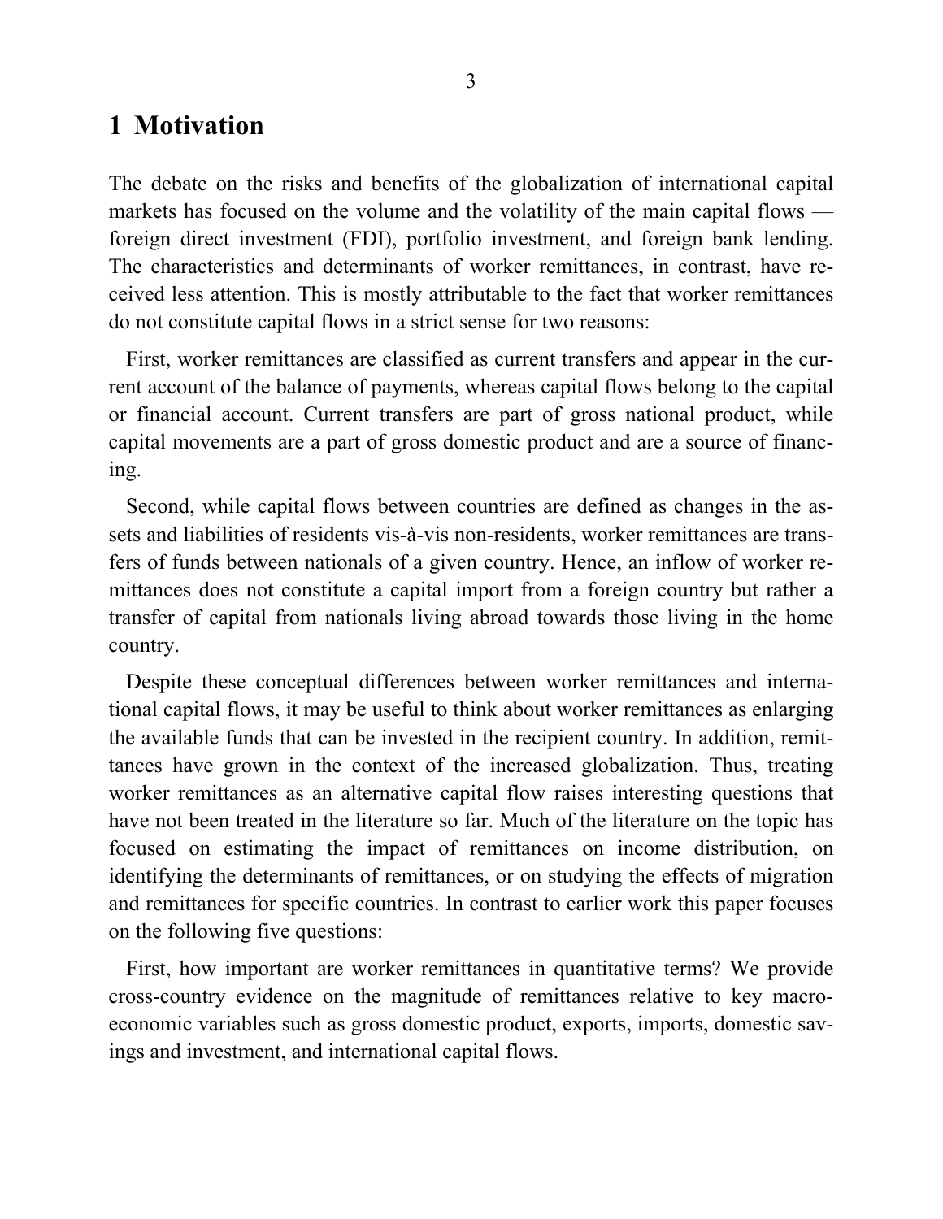# 1 Motivation

The debate on the risks and benefits of the globalization of international capital markets has focused on the volume and the volatility of the main capital flows — foreign direct investment (FDI), portfolio investment, and foreign bank lending. The characteristics and determinants of worker remittances, in contrast, have received less attention. This is mostly attributable to the fact that worker remittances do not constitute capital flows in a strict sense for two reasons:

First, worker remittances are classified as current transfers and appear in the current account of the balance of payments, whereas capital flows belong to the capital or financial account. Current transfers are part of gross national product, while capital movements are a part of gross domestic product and are a source of financing.

Second, while capital flows between countries are defined as changes in the assets and liabilities of residents vis-à-vis non-residents, worker remittances are transfers of funds between nationals of a given country. Hence, an inflow of worker remittances does not constitute a capital import from a foreign country but rather a transfer of capital from nationals living abroad towards those living in the home country.

Despite these conceptual differences between worker remittances and international capital flows, it may be useful to think about worker remittances as enlarging the available funds that can be invested in the recipient country. In addition, remittances have grown in the context of the increased globalization. Thus, treating worker remittances as an alternative capital flow raises interesting questions that have not been treated in the literature so far. Much of the literature on the topic has focused on estimating the impact of remittances on income distribution, on identifying the determinants of remittances, or on studying the effects of migration and remittances for specific countries. In contrast to earlier work this paper focuses on the following five questions:

First, how important are worker remittances in quantitative terms? We provide cross-country evidence on the magnitude of remittances relative to key macroeconomic variables such as gross domestic product, exports, imports, domestic savings and investment, and international capital flows.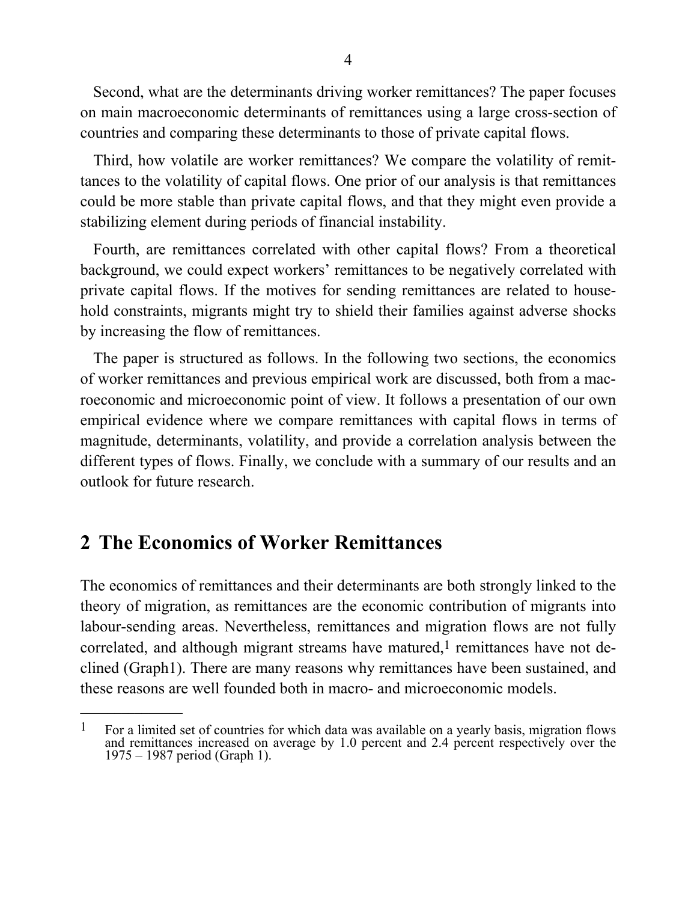Second, what are the determinants driving worker remittances? The paper focuses on main macroeconomic determinants of remittances using a large cross-section of countries and comparing these determinants to those of private capital flows.

Third, how volatile are worker remittances? We compare the volatility of remittances to the volatility of capital flows. One prior of our analysis is that remittances could be more stable than private capital flows, and that they might even provide a stabilizing element during periods of financial instability.

Fourth, are remittances correlated with other capital flows? From a theoretical background, we could expect workers' remittances to be negatively correlated with private capital flows. If the motives for sending remittances are related to household constraints, migrants might try to shield their families against adverse shocks by increasing the flow of remittances.

The paper is structured as follows. In the following two sections, the economics of worker remittances and previous empirical work are discussed, both from a macroeconomic and microeconomic point of view. It follows a presentation of our own empirical evidence where we compare remittances with capital flows in terms of magnitude, determinants, volatility, and provide a correlation analysis between the different types of flows. Finally, we conclude with a summary of our results and an outlook for future research.

## 2 The Economics of Worker Remittances

The economics of remittances and their determinants are both strongly linked to the theory of migration, as remittances are the economic contribution of migrants into labour-sending areas. Nevertheless, remittances and migration flows are not fully correlated, and although migrant streams have matured,[1] remittances have not declined (Graph1). There are many reasons why remittances have been sustained, and these reasons are well founded both in macro- and microeconomic models.

---

[1] For a limited set of countries for which data was available on a yearly basis, migration flows and remittances increased on average by 1.0 percent and 2.4 percent respectively over the 1975 – 1987 period (Graph 1).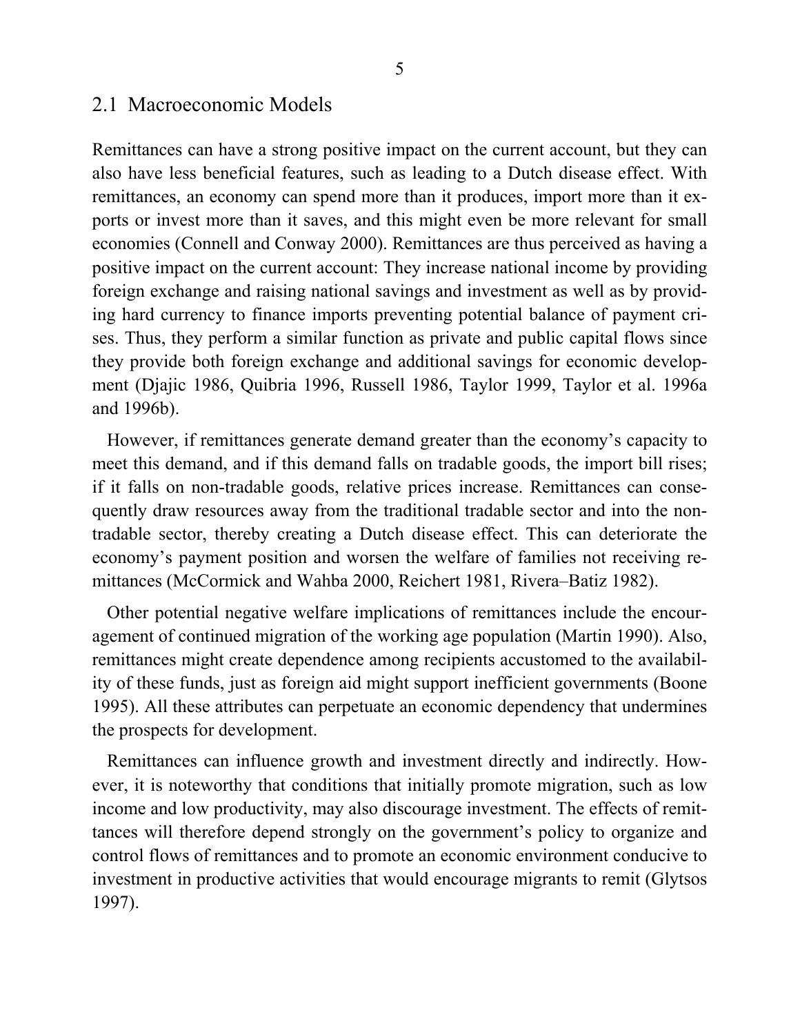## 2.1 Macroeconomic Models

Remittances can have a strong positive impact on the current account, but they can also have less beneficial features, such as leading to a Dutch disease effect. With remittances, an economy can spend more than it produces, import more than it exports or invest more than it saves, and this might even be more relevant for small economies (Connell and Conway 2000). Remittances are thus perceived as having a positive impact on the current account: They increase national income by providing foreign exchange and raising national savings and investment as well as by providing hard currency to finance imports preventing potential balance of payment crises. Thus, they perform a similar function as private and public capital flows since they provide both foreign exchange and additional savings for economic development (Djajic 1986, Quibria 1996, Russell 1986, Taylor 1999, Taylor et al. 1996a and 1996b).

However, if remittances generate demand greater than the economy's capacity to meet this demand, and if this demand falls on tradable goods, the import bill rises; if it falls on non-tradable goods, relative prices increase. Remittances can consequently draw resources away from the traditional tradable sector and into the non-tradable sector, thereby creating a Dutch disease effect. This can deteriorate the economy's payment position and worsen the welfare of families not receiving remittances (McCormick and Wahba 2000, Reichert 1981, Rivera–Batiz 1982).

Other potential negative welfare implications of remittances include the encouragement of continued migration of the working age population (Martin 1990). Also, remittances might create dependence among recipients accustomed to the availability of these funds, just as foreign aid might support inefficient governments (Boone 1995). All these attributes can perpetuate an economic dependency that undermines the prospects for development.

Remittances can influence growth and investment directly and indirectly. However, it is noteworthy that conditions that initially promote migration, such as low income and low productivity, may also discourage investment. The effects of remittances will therefore depend strongly on the government's policy to organize and control flows of remittances and to promote an economic environment conducive to investment in productive activities that would encourage migrants to remit (Glytsos 1997).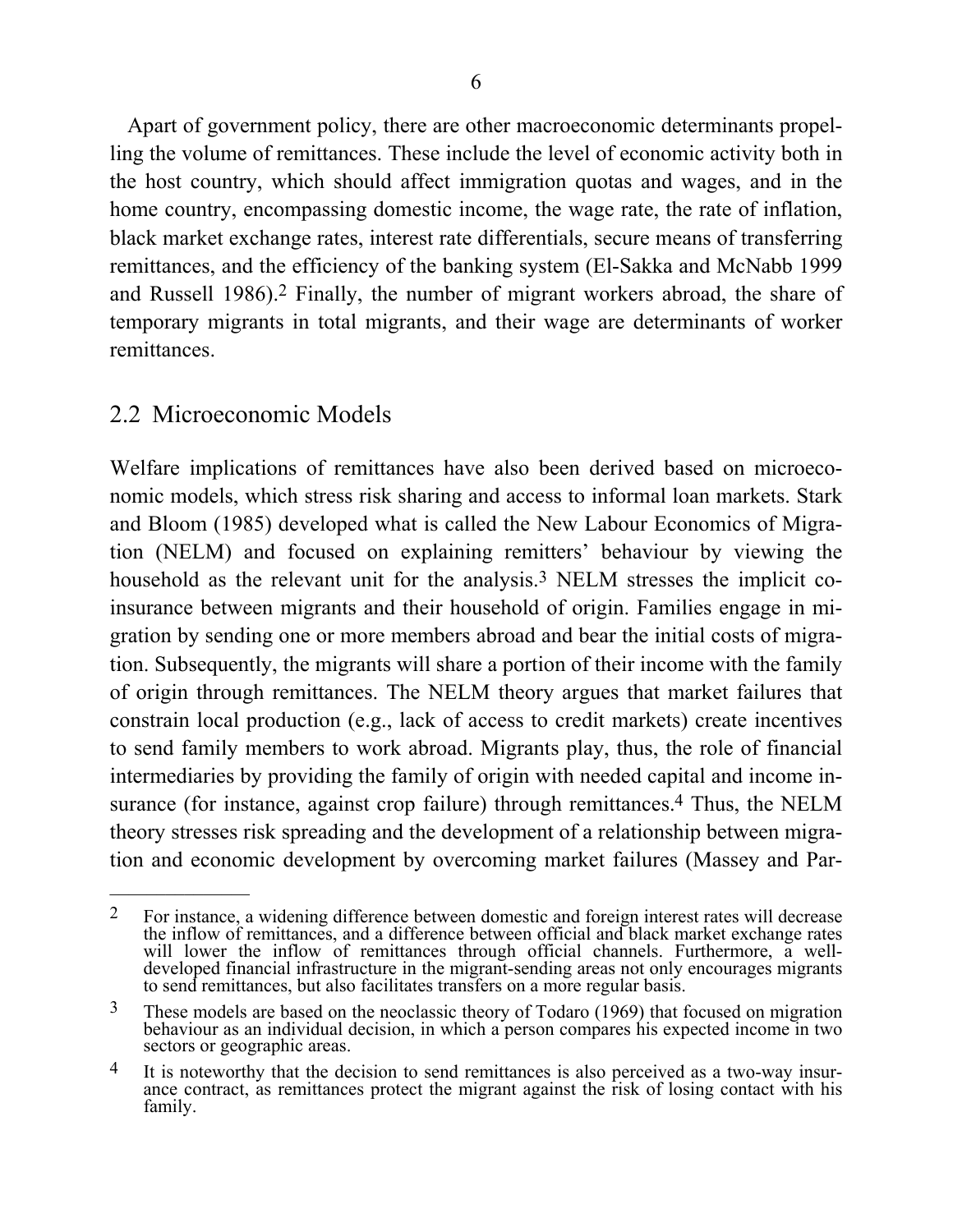Apart of government policy, there are other macroeconomic determinants propelling the volume of remittances. These include the level of economic activity both in the host country, which should affect immigration quotas and wages, and in the home country, encompassing domestic income, the wage rate, the rate of inflation, black market exchange rates, interest rate differentials, secure means of transferring remittances, and the efficiency of the banking system (El-Sakka and McNabb 1999 and Russell 1986).[2] Finally, the number of migrant workers abroad, the share of temporary migrants in total migrants, and their wage are determinants of worker remittances.

## 2.2 Microeconomic Models

Welfare implications of remittances have also been derived based on microeconomic models, which stress risk sharing and access to informal loan markets. Stark and Bloom (1985) developed what is called the New Labour Economics of Migration (NELM) and focused on explaining remitters' behaviour by viewing the household as the relevant unit for the analysis.[3] NELM stresses the implicit co-insurance between migrants and their household of origin. Families engage in migration by sending one or more members abroad and bear the initial costs of migration. Subsequently, the migrants will share a portion of their income with the family of origin through remittances. The NELM theory argues that market failures that constrain local production (e.g., lack of access to credit markets) create incentives to send family members to work abroad. Migrants play, thus, the role of financial intermediaries by providing the family of origin with needed capital and income insurance (for instance, against crop failure) through remittances.[4] Thus, the NELM theory stresses risk spreading and the development of a relationship between migration and economic development by overcoming market failures (Massey and Par-

---

[2] For instance, a widening difference between domestic and foreign interest rates will decrease the inflow of remittances, and a difference between official and black market exchange rates will lower the inflow of remittances through official channels. Furthermore, a well-developed financial infrastructure in the migrant-sending areas not only encourages migrants to send remittances, but also facilitates transfers on a more regular basis.

[3] These models are based on the neoclassic theory of Todaro (1969) that focused on migration behaviour as an individual decision, in which a person compares his expected income in two sectors or geographic areas.

[4] It is noteworthy that the decision to send remittances is also perceived as a two-way insurance contract, as remittances protect the migrant against the risk of losing contact with his family.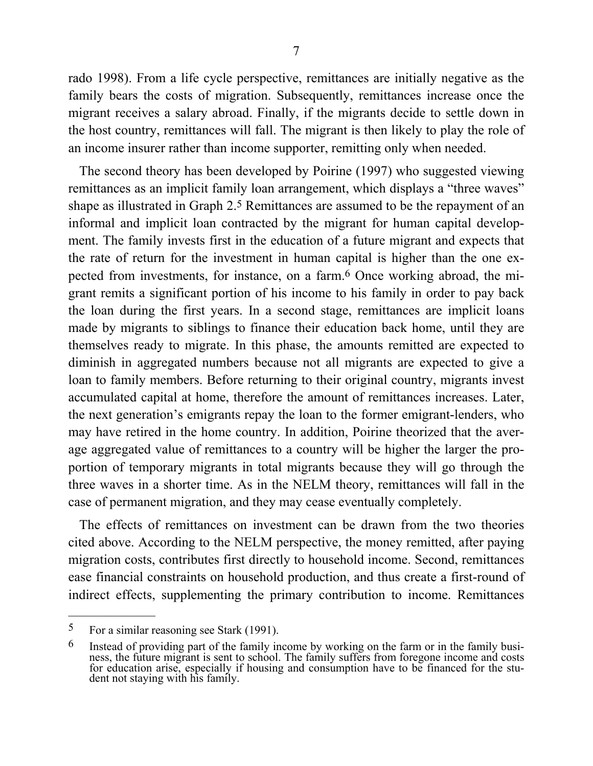rado 1998). From a life cycle perspective, remittances are initially negative as the family bears the costs of migration. Subsequently, remittances increase once the migrant receives a salary abroad. Finally, if the migrants decide to settle down in the host country, remittances will fall. The migrant is then likely to play the role of an income insurer rather than income supporter, remitting only when needed.

The second theory has been developed by Poirine (1997) who suggested viewing remittances as an implicit family loan arrangement, which displays a "three waves" shape as illustrated in Graph 2.[5] Remittances are assumed to be the repayment of an informal and implicit loan contracted by the migrant for human capital development. The family invests first in the education of a future migrant and expects that the rate of return for the investment in human capital is higher than the one expected from investments, for instance, on a farm.[6] Once working abroad, the migrant remits a significant portion of his income to his family in order to pay back the loan during the first years. In a second stage, remittances are implicit loans made by migrants to siblings to finance their education back home, until they are themselves ready to migrate. In this phase, the amounts remitted are expected to diminish in aggregated numbers because not all migrants are expected to give a loan to family members. Before returning to their original country, migrants invest accumulated capital at home, therefore the amount of remittances increases. Later, the next generation's emigrants repay the loan to the former emigrant-lenders, who may have retired in the home country. In addition, Poirine theorized that the average aggregated value of remittances to a country will be higher the larger the proportion of temporary migrants in total migrants because they will go through the three waves in a shorter time. As in the NELM theory, remittances will fall in the case of permanent migration, and they may cease eventually completely.

The effects of remittances on investment can be drawn from the two theories cited above. According to the NELM perspective, the money remitted, after paying migration costs, contributes first directly to household income. Second, remittances ease financial constraints on household production, and thus create a first-round of indirect effects, supplementing the primary contribution to income. Remittances

---

[5] For a similar reasoning see Stark (1991).

[6] Instead of providing part of the family income by working on the farm or in the family business, the future migrant is sent to school. The family suffers from foregone income and costs for education arise, especially if housing and consumption have to be financed for the student not staying with his family.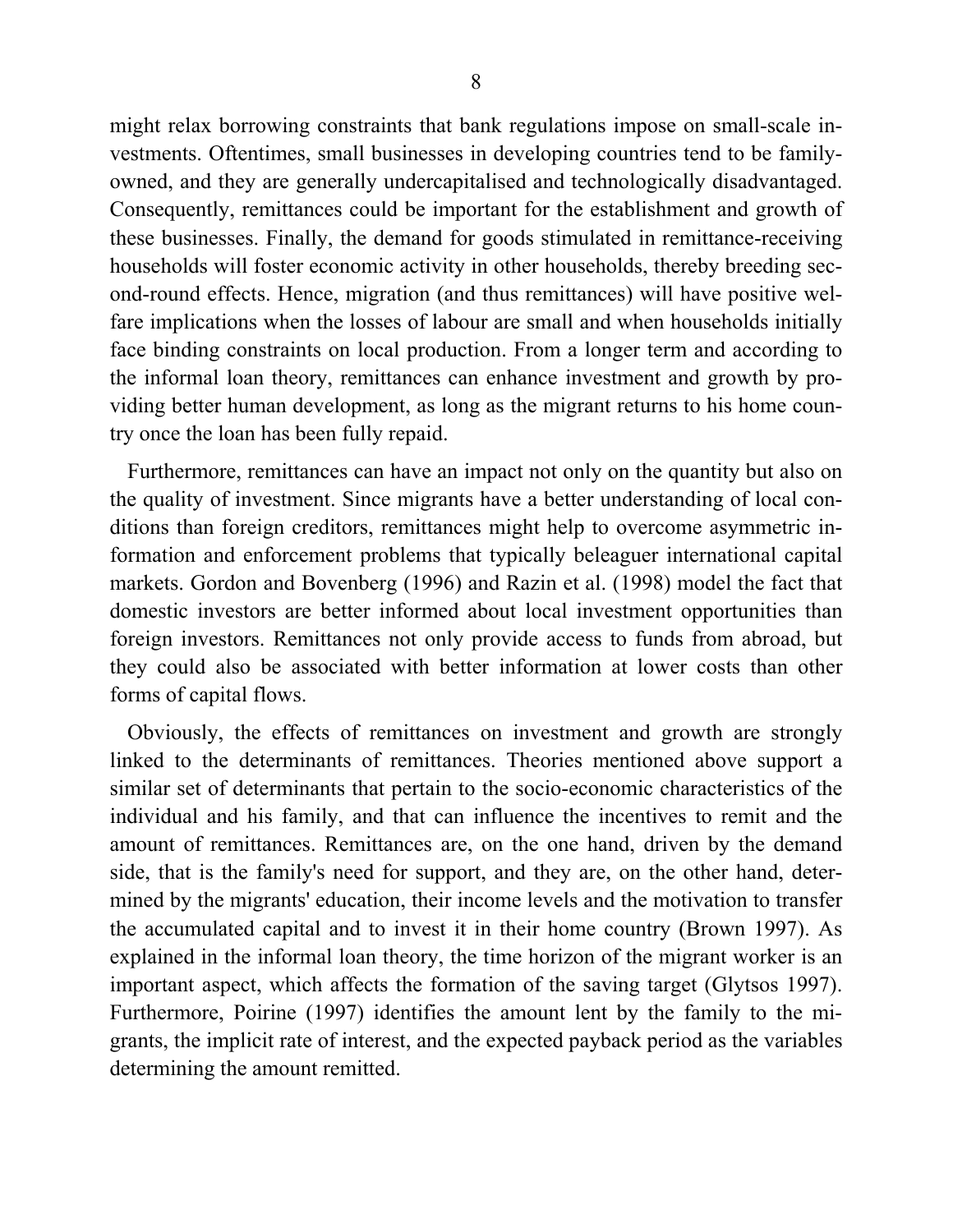might relax borrowing constraints that bank regulations impose on small-scale investments. Oftentimes, small businesses in developing countries tend to be family-owned, and they are generally undercapitalised and technologically disadvantaged. Consequently, remittances could be important for the establishment and growth of these businesses. Finally, the demand for goods stimulated in remittance-receiving households will foster economic activity in other households, thereby breeding second-round effects. Hence, migration (and thus remittances) will have positive welfare implications when the losses of labour are small and when households initially face binding constraints on local production. From a longer term and according to the informal loan theory, remittances can enhance investment and growth by providing better human development, as long as the migrant returns to his home country once the loan has been fully repaid.

Furthermore, remittances can have an impact not only on the quantity but also on the quality of investment. Since migrants have a better understanding of local conditions than foreign creditors, remittances might help to overcome asymmetric information and enforcement problems that typically beleaguer international capital markets. Gordon and Bovenberg (1996) and Razin et al. (1998) model the fact that domestic investors are better informed about local investment opportunities than foreign investors. Remittances not only provide access to funds from abroad, but they could also be associated with better information at lower costs than other forms of capital flows.

Obviously, the effects of remittances on investment and growth are strongly linked to the determinants of remittances. Theories mentioned above support a similar set of determinants that pertain to the socio-economic characteristics of the individual and his family, and that can influence the incentives to remit and the amount of remittances. Remittances are, on the one hand, driven by the demand side, that is the family's need for support, and they are, on the other hand, determined by the migrants' education, their income levels and the motivation to transfer the accumulated capital and to invest it in their home country (Brown 1997). As explained in the informal loan theory, the time horizon of the migrant worker is an important aspect, which affects the formation of the saving target (Glytsos 1997). Furthermore, Poirine (1997) identifies the amount lent by the family to the migrants, the implicit rate of interest, and the expected payback period as the variables determining the amount remitted.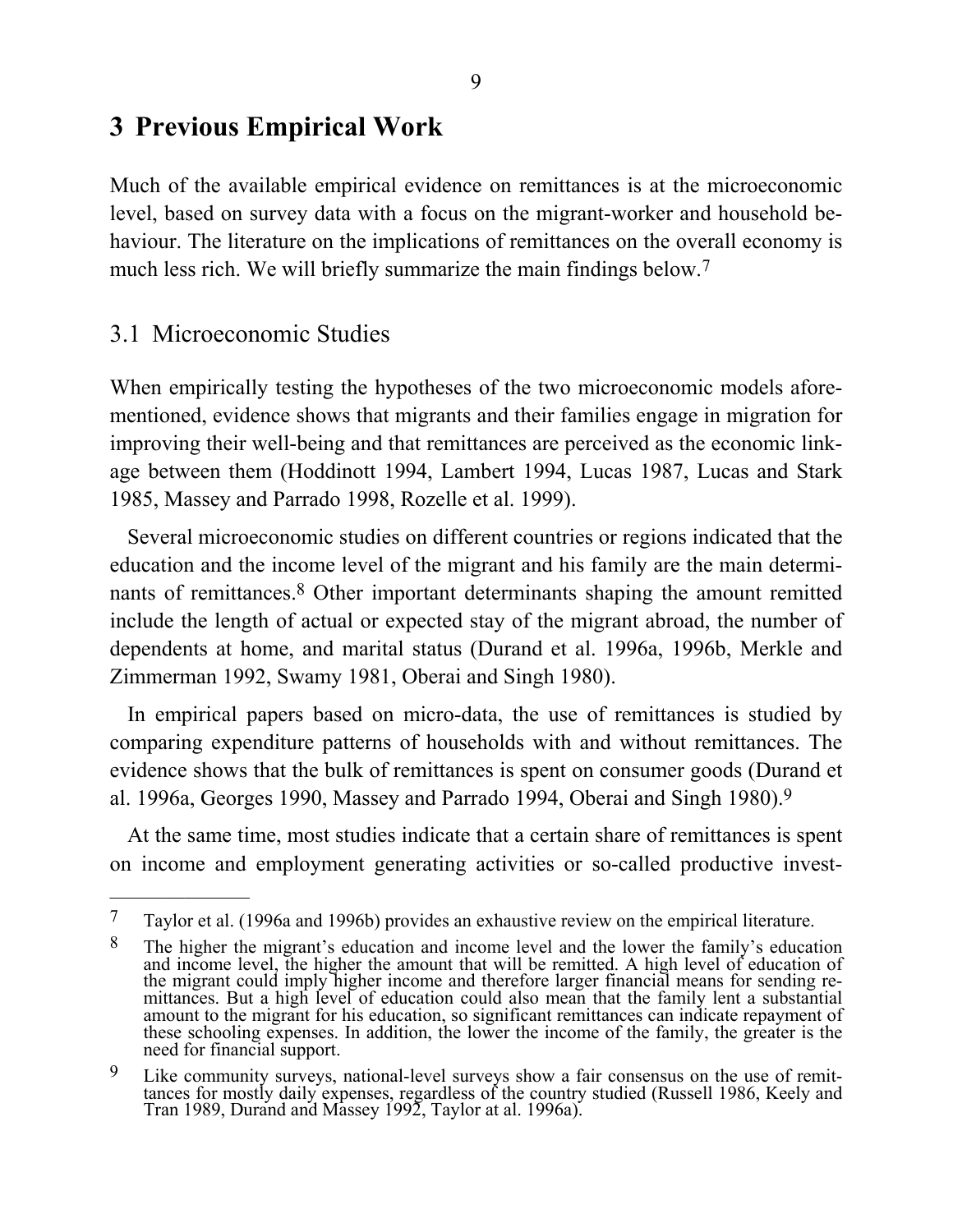# 3 Previous Empirical Work

Much of the available empirical evidence on remittances is at the microeconomic level, based on survey data with a focus on the migrant-worker and household behaviour. The literature on the implications of remittances on the overall economy is much less rich. We will briefly summarize the main findings below.[7]

## 3.1 Microeconomic Studies

When empirically testing the hypotheses of the two microeconomic models aforementioned, evidence shows that migrants and their families engage in migration for improving their well-being and that remittances are perceived as the economic linkage between them (Hoddinott 1994, Lambert 1994, Lucas 1987, Lucas and Stark 1985, Massey and Parrado 1998, Rozelle et al. 1999).

Several microeconomic studies on different countries or regions indicated that the education and the income level of the migrant and his family are the main determinants of remittances.[8] Other important determinants shaping the amount remitted include the length of actual or expected stay of the migrant abroad, the number of dependents at home, and marital status (Durand et al. 1996a, 1996b, Merkle and Zimmerman 1992, Swamy 1981, Oberai and Singh 1980).

In empirical papers based on micro-data, the use of remittances is studied by comparing expenditure patterns of households with and without remittances. The evidence shows that the bulk of remittances is spent on consumer goods (Durand et al. 1996a, Georges 1990, Massey and Parrado 1994, Oberai and Singh 1980).[9]

At the same time, most studies indicate that a certain share of remittances is spent on income and employment generating activities or so-called productive invest-

---

[7] Taylor et al. (1996a and 1996b) provides an exhaustive review on the empirical literature.

[8] The higher the migrant's education and income level and the lower the family's education and income level, the higher the amount that will be remitted. A high level of education of the migrant could imply higher income and therefore larger financial means for sending remittances. But a high level of education could also mean that the family lent a substantial amount to the migrant for his education, so significant remittances can indicate repayment of these schooling expenses. In addition, the lower the income of the family, the greater is the need for financial support.

[9] Like community surveys, national-level surveys show a fair consensus on the use of remittances for mostly daily expenses, regardless of the country studied (Russell 1986, Keely and Tran 1989, Durand and Massey 1992, Taylor at al. 1996a).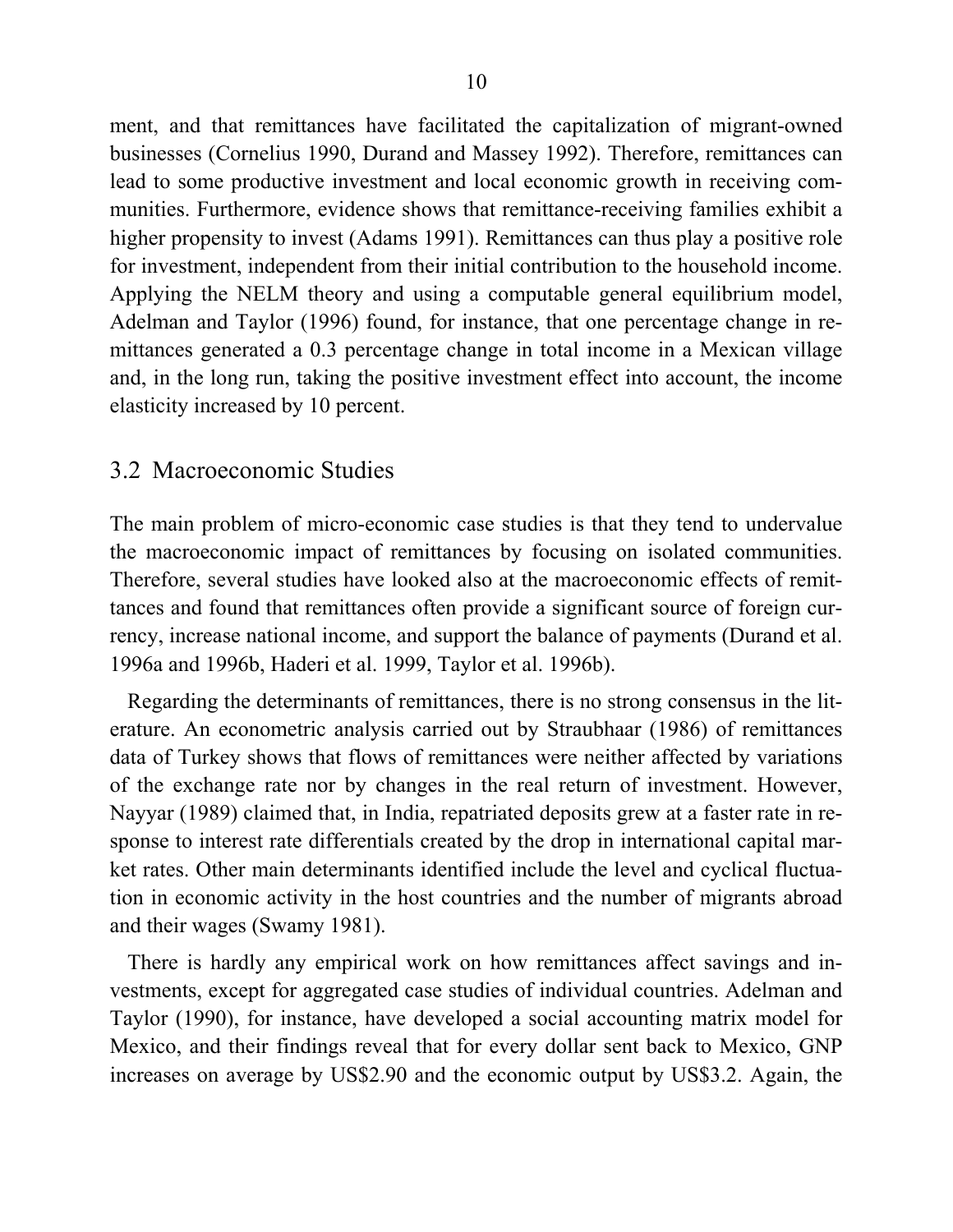ment, and that remittances have facilitated the capitalization of migrant-owned businesses (Cornelius 1990, Durand and Massey 1992). Therefore, remittances can lead to some productive investment and local economic growth in receiving communities. Furthermore, evidence shows that remittance-receiving families exhibit a higher propensity to invest (Adams 1991). Remittances can thus play a positive role for investment, independent from their initial contribution to the household income. Applying the NELM theory and using a computable general equilibrium model, Adelman and Taylor (1996) found, for instance, that one percentage change in remittances generated a 0.3 percentage change in total income in a Mexican village and, in the long run, taking the positive investment effect into account, the income elasticity increased by 10 percent.

## 3.2 Macroeconomic Studies

The main problem of micro-economic case studies is that they tend to undervalue the macroeconomic impact of remittances by focusing on isolated communities. Therefore, several studies have looked also at the macroeconomic effects of remittances and found that remittances often provide a significant source of foreign currency, increase national income, and support the balance of payments (Durand et al. 1996a and 1996b, Haderi et al. 1999, Taylor et al. 1996b).

Regarding the determinants of remittances, there is no strong consensus in the literature. An econometric analysis carried out by Straubhaar (1986) of remittances data of Turkey shows that flows of remittances were neither affected by variations of the exchange rate nor by changes in the real return of investment. However, Nayyar (1989) claimed that, in India, repatriated deposits grew at a faster rate in response to interest rate differentials created by the drop in international capital market rates. Other main determinants identified include the level and cyclical fluctuation in economic activity in the host countries and the number of migrants abroad and their wages (Swamy 1981).

There is hardly any empirical work on how remittances affect savings and investments, except for aggregated case studies of individual countries. Adelman and Taylor (1990), for instance, have developed a social accounting matrix model for Mexico, and their findings reveal that for every dollar sent back to Mexico, GNP increases on average by US$2.90 and the economic output by US$3.2. Again, the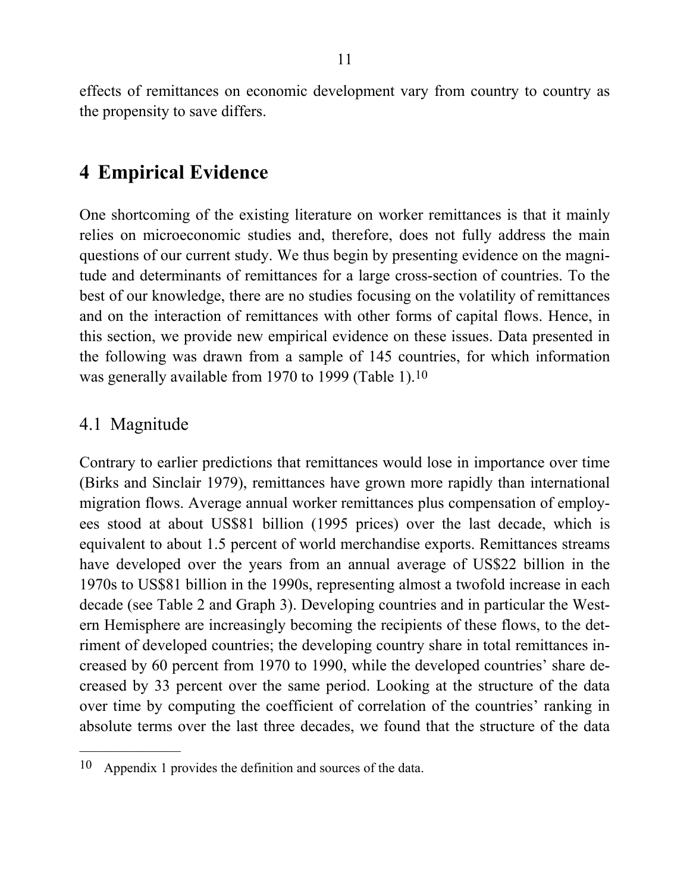effects of remittances on economic development vary from country to country as the propensity to save differs.

# 4 Empirical Evidence

One shortcoming of the existing literature on worker remittances is that it mainly relies on microeconomic studies and, therefore, does not fully address the main questions of our current study. We thus begin by presenting evidence on the magnitude and determinants of remittances for a large cross-section of countries. To the best of our knowledge, there are no studies focusing on the volatility of remittances and on the interaction of remittances with other forms of capital flows. Hence, in this section, we provide new empirical evidence on these issues. Data presented in the following was drawn from a sample of 145 countries, for which information was generally available from 1970 to 1999 (Table 1).[10]

## 4.1 Magnitude

Contrary to earlier predictions that remittances would lose in importance over time (Birks and Sinclair 1979), remittances have grown more rapidly than international migration flows. Average annual worker remittances plus compensation of employees stood at about US$81 billion (1995 prices) over the last decade, which is equivalent to about 1.5 percent of world merchandise exports. Remittances streams have developed over the years from an annual average of US$22 billion in the 1970s to US$81 billion in the 1990s, representing almost a twofold increase in each decade (see Table 2 and Graph 3). Developing countries and in particular the Western Hemisphere are increasingly becoming the recipients of these flows, to the detriment of developed countries; the developing country share in total remittances increased by 60 percent from 1970 to 1990, while the developed countries' share decreased by 33 percent over the same period. Looking at the structure of the data over time by computing the coefficient of correlation of the countries' ranking in absolute terms over the last three decades, we found that the structure of the data

---

[10] Appendix 1 provides the definition and sources of the data.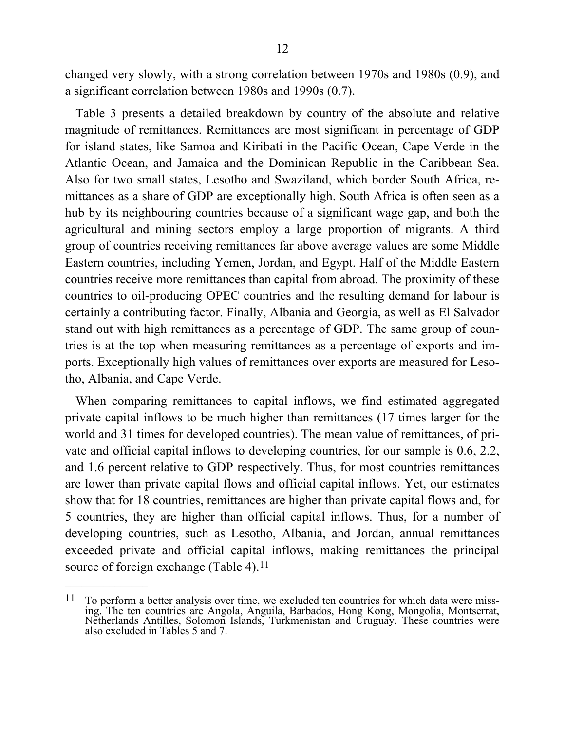changed very slowly, with a strong correlation between 1970s and 1980s (0.9), and a significant correlation between 1980s and 1990s (0.7).

Table 3 presents a detailed breakdown by country of the absolute and relative magnitude of remittances. Remittances are most significant in percentage of GDP for island states, like Samoa and Kiribati in the Pacific Ocean, Cape Verde in the Atlantic Ocean, and Jamaica and the Dominican Republic in the Caribbean Sea. Also for two small states, Lesotho and Swaziland, which border South Africa, remittances as a share of GDP are exceptionally high. South Africa is often seen as a hub by its neighbouring countries because of a significant wage gap, and both the agricultural and mining sectors employ a large proportion of migrants. A third group of countries receiving remittances far above average values are some Middle Eastern countries, including Yemen, Jordan, and Egypt. Half of the Middle Eastern countries receive more remittances than capital from abroad. The proximity of these countries to oil-producing OPEC countries and the resulting demand for labour is certainly a contributing factor. Finally, Albania and Georgia, as well as El Salvador stand out with high remittances as a percentage of GDP. The same group of countries is at the top when measuring remittances as a percentage of exports and imports. Exceptionally high values of remittances over exports are measured for Lesotho, Albania, and Cape Verde.

When comparing remittances to capital inflows, we find estimated aggregated private capital inflows to be much higher than remittances (17 times larger for the world and 31 times for developed countries). The mean value of remittances, of private and official capital inflows to developing countries, for our sample is 0.6, 2.2, and 1.6 percent relative to GDP respectively. Thus, for most countries remittances are lower than private capital flows and official capital inflows. Yet, our estimates show that for 18 countries, remittances are higher than private capital flows and, for 5 countries, they are higher than official capital inflows. Thus, for a number of developing countries, such as Lesotho, Albania, and Jordan, annual remittances exceeded private and official capital inflows, making remittances the principal source of foreign exchange (Table 4).[11]

---

[11] To perform a better analysis over time, we excluded ten countries for which data were missing. The ten countries are Angola, Anguila, Barbados, Hong Kong, Mongolia, Montserrat, Netherlands Antilles, Solomon Islands, Turkmenistan and Uruguay. These countries were also excluded in Tables 5 and 7.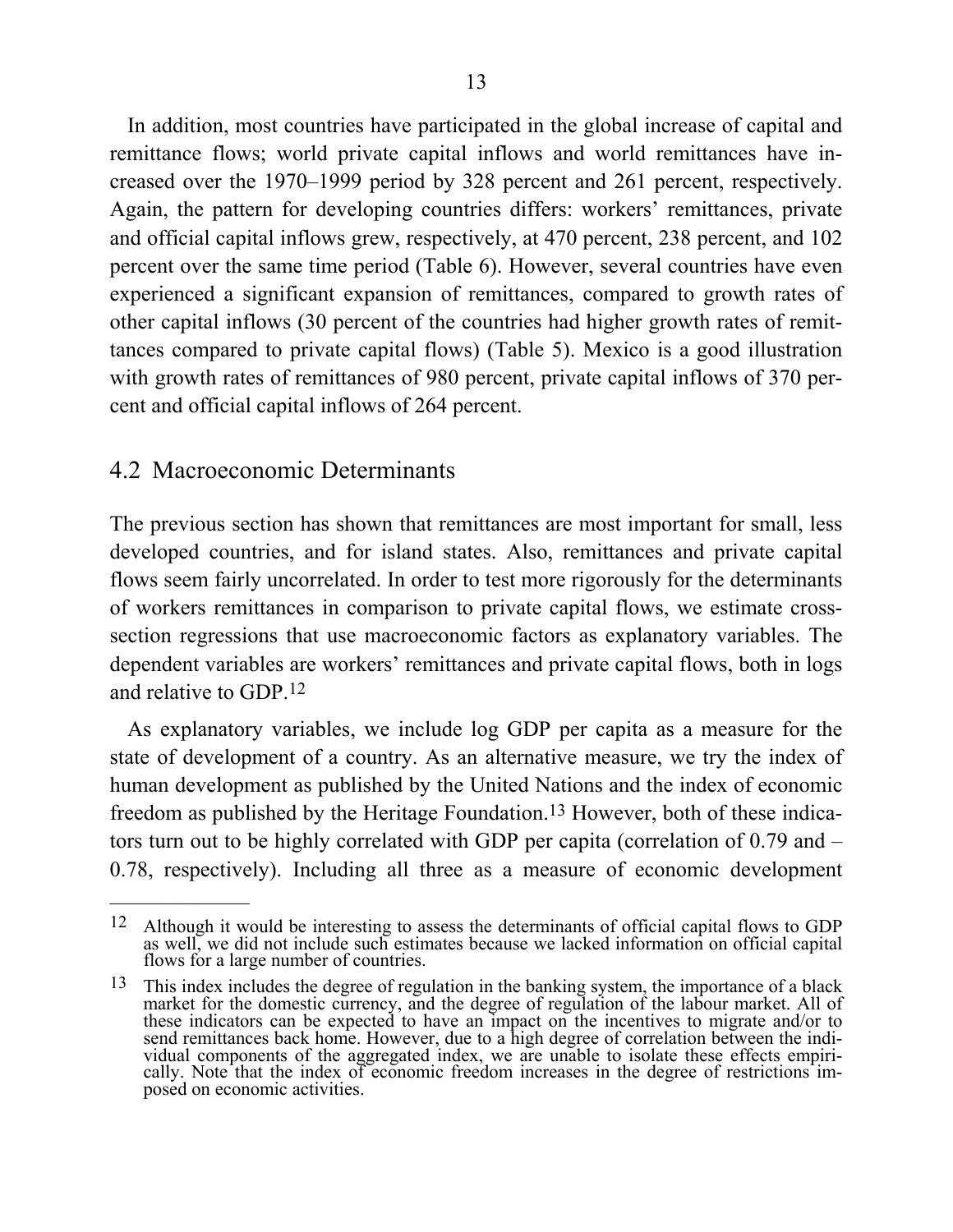In addition, most countries have participated in the global increase of capital and remittance flows; world private capital inflows and world remittances have increased over the 1970–1999 period by 328 percent and 261 percent, respectively. Again, the pattern for developing countries differs: workers' remittances, private and official capital inflows grew, respectively, at 470 percent, 238 percent, and 102 percent over the same time period (Table 6). However, several countries have even experienced a significant expansion of remittances, compared to growth rates of other capital inflows (30 percent of the countries had higher growth rates of remittances compared to private capital flows) (Table 5). Mexico is a good illustration with growth rates of remittances of 980 percent, private capital inflows of 370 percent and official capital inflows of 264 percent.

## 4.2 Macroeconomic Determinants

The previous section has shown that remittances are most important for small, less developed countries, and for island states. Also, remittances and private capital flows seem fairly uncorrelated. In order to test more rigorously for the determinants of workers remittances in comparison to private capital flows, we estimate cross-section regressions that use macroeconomic factors as explanatory variables. The dependent variables are workers' remittances and private capital flows, both in logs and relative to GDP.[12]

As explanatory variables, we include log GDP per capita as a measure for the state of development of a country. As an alternative measure, we try the index of human development as published by the United Nations and the index of economic freedom as published by the Heritage Foundation.[13] However, both of these indicators turn out to be highly correlated with GDP per capita (correlation of 0.79 and –0.78, respectively). Including all three as a measure of economic development

---

[12] Although it would be interesting to assess the determinants of official capital flows to GDP as well, we did not include such estimates because we lacked information on official capital flows for a large number of countries.

[13] This index includes the degree of regulation in the banking system, the importance of a black market for the domestic currency, and the degree of regulation of the labour market. All of these indicators can be expected to have an impact on the incentives to migrate and/or to send remittances back home. However, due to a high degree of correlation between the individual components of the aggregated index, we are unable to isolate these effects empirically. Note that the index of economic freedom increases in the degree of restrictions imposed on economic activities.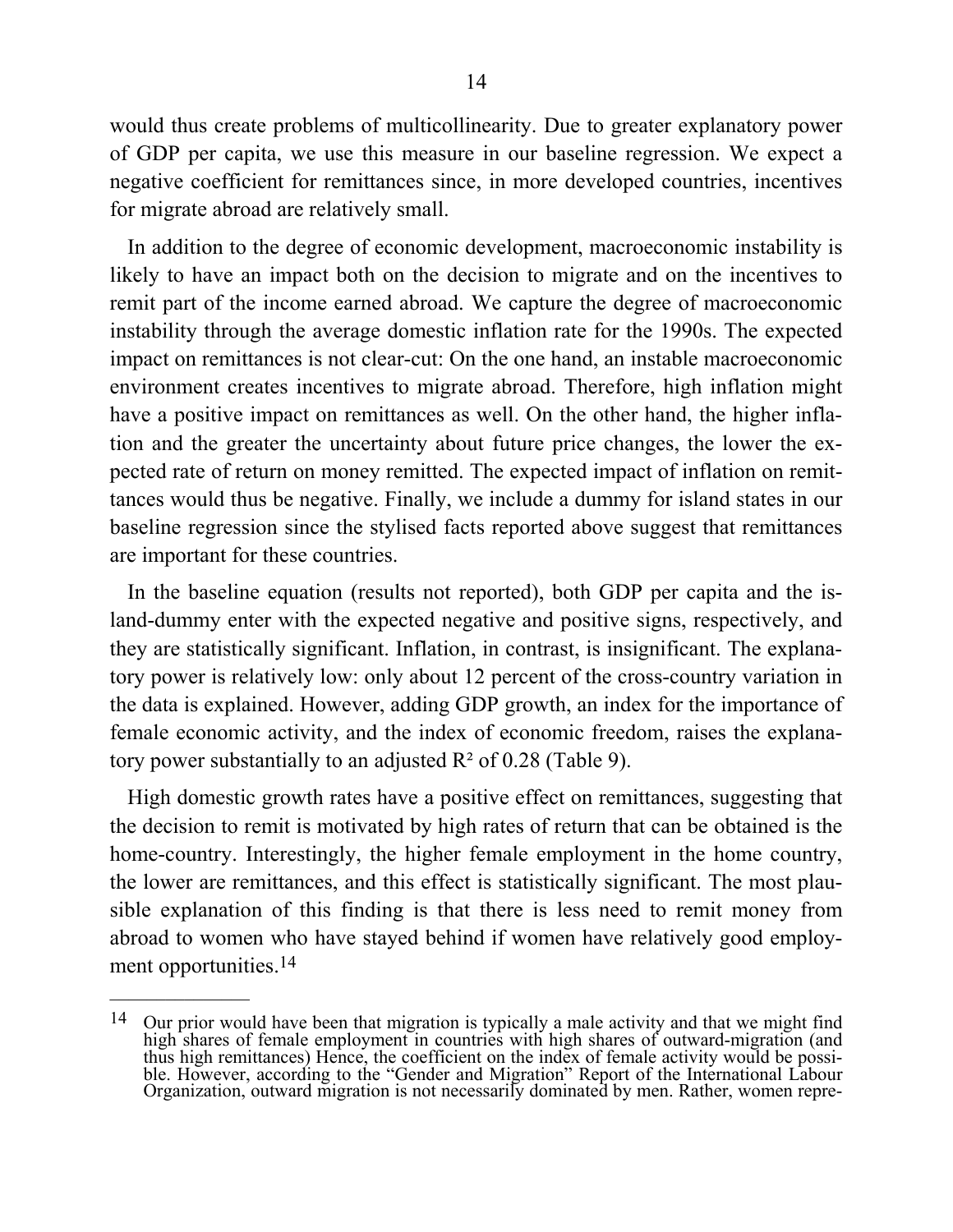would thus create problems of multicollinearity. Due to greater explanatory power of GDP per capita, we use this measure in our baseline regression. We expect a negative coefficient for remittances since, in more developed countries, incentives for migrate abroad are relatively small.

In addition to the degree of economic development, macroeconomic instability is likely to have an impact both on the decision to migrate and on the incentives to remit part of the income earned abroad. We capture the degree of macroeconomic instability through the average domestic inflation rate for the 1990s. The expected impact on remittances is not clear-cut: On the one hand, an instable macroeconomic environment creates incentives to migrate abroad. Therefore, high inflation might have a positive impact on remittances as well. On the other hand, the higher inflation and the greater the uncertainty about future price changes, the lower the expected rate of return on money remitted. The expected impact of inflation on remittances would thus be negative. Finally, we include a dummy for island states in our baseline regression since the stylised facts reported above suggest that remittances are important for these countries.

In the baseline equation (results not reported), both GDP per capita and the island-dummy enter with the expected negative and positive signs, respectively, and they are statistically significant. Inflation, in contrast, is insignificant. The explanatory power is relatively low: only about 12 percent of the cross-country variation in the data is explained. However, adding GDP growth, an index for the importance of female economic activity, and the index of economic freedom, raises the explanatory power substantially to an adjusted $R^2$ of 0.28 (Table 9).

High domestic growth rates have a positive effect on remittances, suggesting that the decision to remit is motivated by high rates of return that can be obtained is the home-country. Interestingly, the higher female employment in the home country, the lower are remittances, and this effect is statistically significant. The most plausible explanation of this finding is that there is less need to remit money from abroad to women who have stayed behind if women have relatively good employment opportunities.[14]

---

[14] Our prior would have been that migration is typically a male activity and that we might find high shares of female employment in countries with high shares of outward-migration (and thus high remittances) Hence, the coefficient on the index of female activity would be possible. However, according to the "Gender and Migration" Report of the International Labour Organization, outward migration is not necessarily dominated by men. Rather, women repre-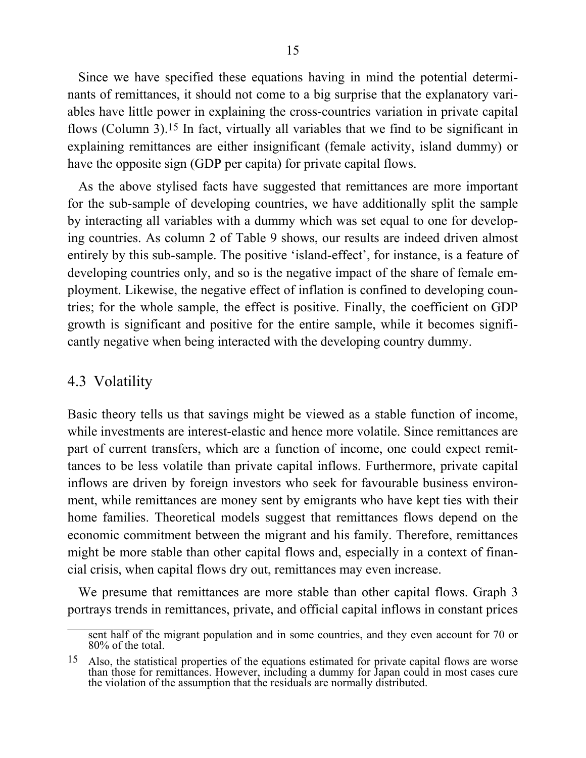Since we have specified these equations having in mind the potential determinants of remittances, it should not come to a big surprise that the explanatory variables have little power in explaining the cross-countries variation in private capital flows (Column 3).[15] In fact, virtually all variables that we find to be significant in explaining remittances are either insignificant (female activity, island dummy) or have the opposite sign (GDP per capita) for private capital flows.

As the above stylised facts have suggested that remittances are more important for the sub-sample of developing countries, we have additionally split the sample by interacting all variables with a dummy which was set equal to one for developing countries. As column 2 of Table 9 shows, our results are indeed driven almost entirely by this sub-sample. The positive 'island-effect', for instance, is a feature of developing countries only, and so is the negative impact of the share of female employment. Likewise, the negative effect of inflation is confined to developing countries; for the whole sample, the effect is positive. Finally, the coefficient on GDP growth is significant and positive for the entire sample, while it becomes significantly negative when being interacted with the developing country dummy.

## 4.3 Volatility

Basic theory tells us that savings might be viewed as a stable function of income, while investments are interest-elastic and hence more volatile. Since remittances are part of current transfers, which are a function of income, one could expect remittances to be less volatile than private capital inflows. Furthermore, private capital inflows are driven by foreign investors who seek for favourable business environment, while remittances are money sent by emigrants who have kept ties with their home families. Theoretical models suggest that remittances flows depend on the economic commitment between the migrant and his family. Therefore, remittances might be more stable than other capital flows and, especially in a context of financial crisis, when capital flows dry out, remittances may even increase.

We presume that remittances are more stable than other capital flows. Graph 3 portrays trends in remittances, private, and official capital inflows in constant prices

---

sent half of the migrant population and in some countries, and they even account for 70 or 80% of the total.

[15] Also, the statistical properties of the equations estimated for private capital flows are worse than those for remittances. However, including a dummy for Japan could in most cases cure the violation of the assumption that the residuals are normally distributed.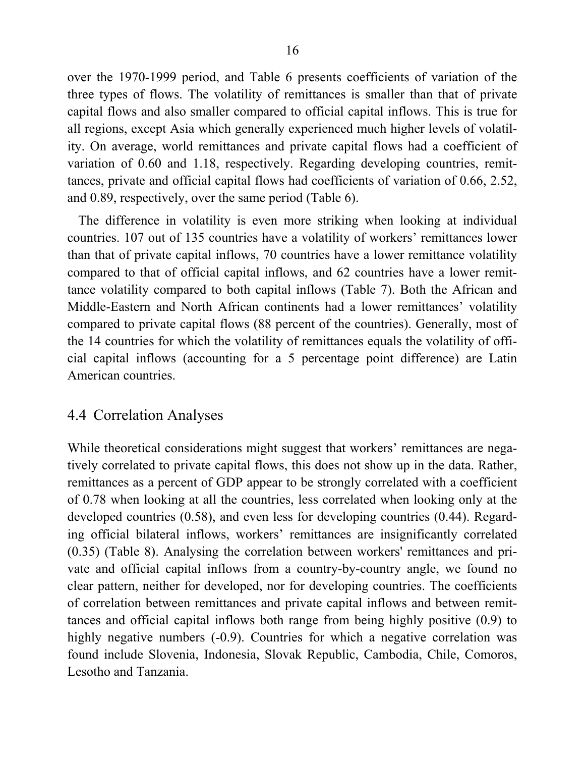over the 1970-1999 period, and Table 6 presents coefficients of variation of the three types of flows. The volatility of remittances is smaller than that of private capital flows and also smaller compared to official capital inflows. This is true for all regions, except Asia which generally experienced much higher levels of volatility. On average, world remittances and private capital flows had a coefficient of variation of 0.60 and 1.18, respectively. Regarding developing countries, remittances, private and official capital flows had coefficients of variation of 0.66, 2.52, and 0.89, respectively, over the same period (Table 6).

The difference in volatility is even more striking when looking at individual countries. 107 out of 135 countries have a volatility of workers' remittances lower than that of private capital inflows, 70 countries have a lower remittance volatility compared to that of official capital inflows, and 62 countries have a lower remittance volatility compared to both capital inflows (Table 7). Both the African and Middle-Eastern and North African continents had a lower remittances' volatility compared to private capital flows (88 percent of the countries). Generally, most of the 14 countries for which the volatility of remittances equals the volatility of official capital inflows (accounting for a 5 percentage point difference) are Latin American countries.

## 4.4 Correlation Analyses

While theoretical considerations might suggest that workers' remittances are negatively correlated to private capital flows, this does not show up in the data. Rather, remittances as a percent of GDP appear to be strongly correlated with a coefficient of 0.78 when looking at all the countries, less correlated when looking only at the developed countries (0.58), and even less for developing countries (0.44). Regarding official bilateral inflows, workers' remittances are insignificantly correlated (0.35) (Table 8). Analysing the correlation between workers' remittances and private and official capital inflows from a country-by-country angle, we found no clear pattern, neither for developed, nor for developing countries. The coefficients of correlation between remittances and private capital inflows and between remittances and official capital inflows both range from being highly positive (0.9) to highly negative numbers (-0.9). Countries for which a negative correlation was found include Slovenia, Indonesia, Slovak Republic, Cambodia, Chile, Comoros, Lesotho and Tanzania.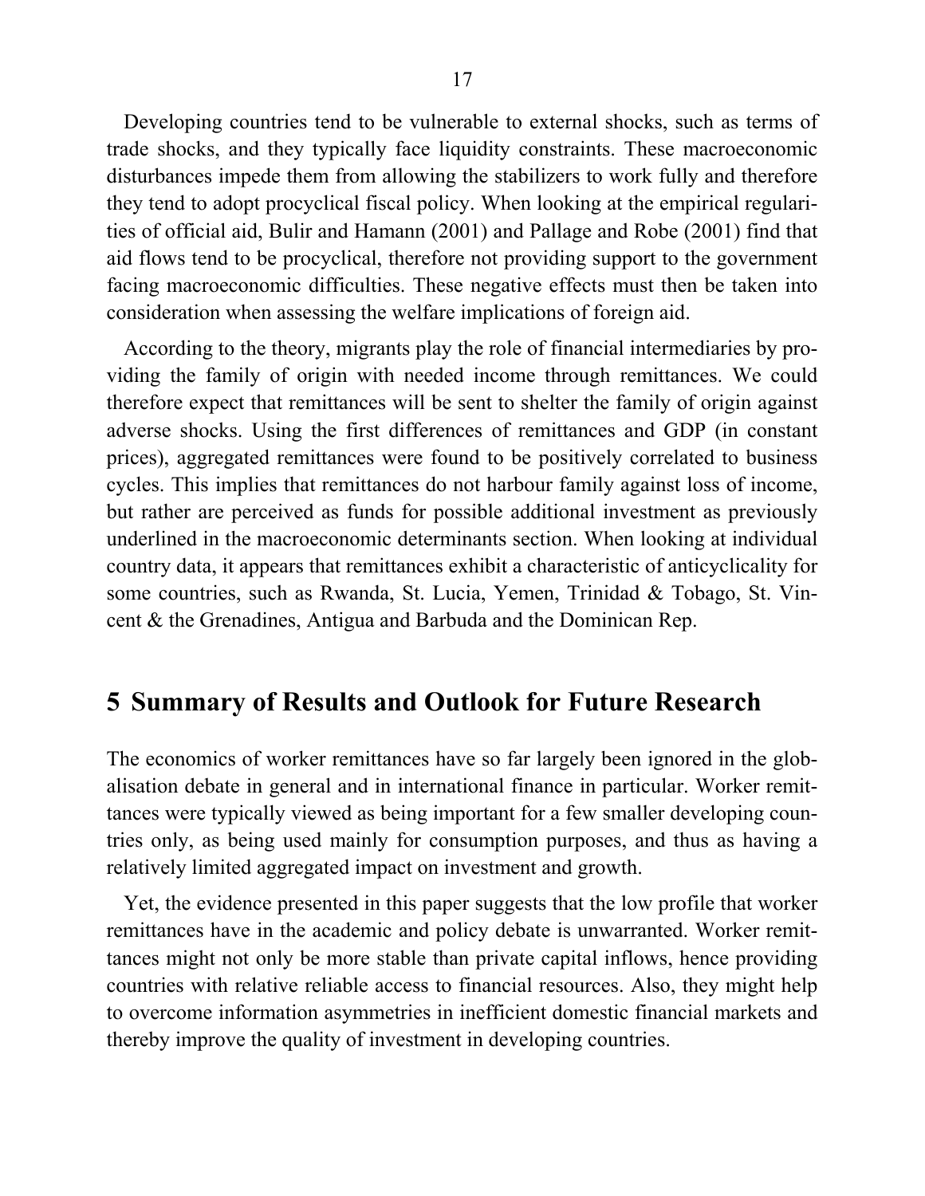Developing countries tend to be vulnerable to external shocks, such as terms of trade shocks, and they typically face liquidity constraints. These macroeconomic disturbances impede them from allowing the stabilizers to work fully and therefore they tend to adopt procyclical fiscal policy. When looking at the empirical regularities of official aid, Bulir and Hamann (2001) and Pallage and Robe (2001) find that aid flows tend to be procyclical, therefore not providing support to the government facing macroeconomic difficulties. These negative effects must then be taken into consideration when assessing the welfare implications of foreign aid.

According to the theory, migrants play the role of financial intermediaries by providing the family of origin with needed income through remittances. We could therefore expect that remittances will be sent to shelter the family of origin against adverse shocks. Using the first differences of remittances and GDP (in constant prices), aggregated remittances were found to be positively correlated to business cycles. This implies that remittances do not harbour family against loss of income, but rather are perceived as funds for possible additional investment as previously underlined in the macroeconomic determinants section. When looking at individual country data, it appears that remittances exhibit a characteristic of anticyclicality for some countries, such as Rwanda, St. Lucia, Yemen, Trinidad & Tobago, St. Vincent & the Grenadines, Antigua and Barbuda and the Dominican Rep.

## 5 Summary of Results and Outlook for Future Research

The economics of worker remittances have so far largely been ignored in the globalisation debate in general and in international finance in particular. Worker remittances were typically viewed as being important for a few smaller developing countries only, as being used mainly for consumption purposes, and thus as having a relatively limited aggregated impact on investment and growth.

Yet, the evidence presented in this paper suggests that the low profile that worker remittances have in the academic and policy debate is unwarranted. Worker remittances might not only be more stable than private capital inflows, hence providing countries with relative reliable access to financial resources. Also, they might help to overcome information asymmetries in inefficient domestic financial markets and thereby improve the quality of investment in developing countries.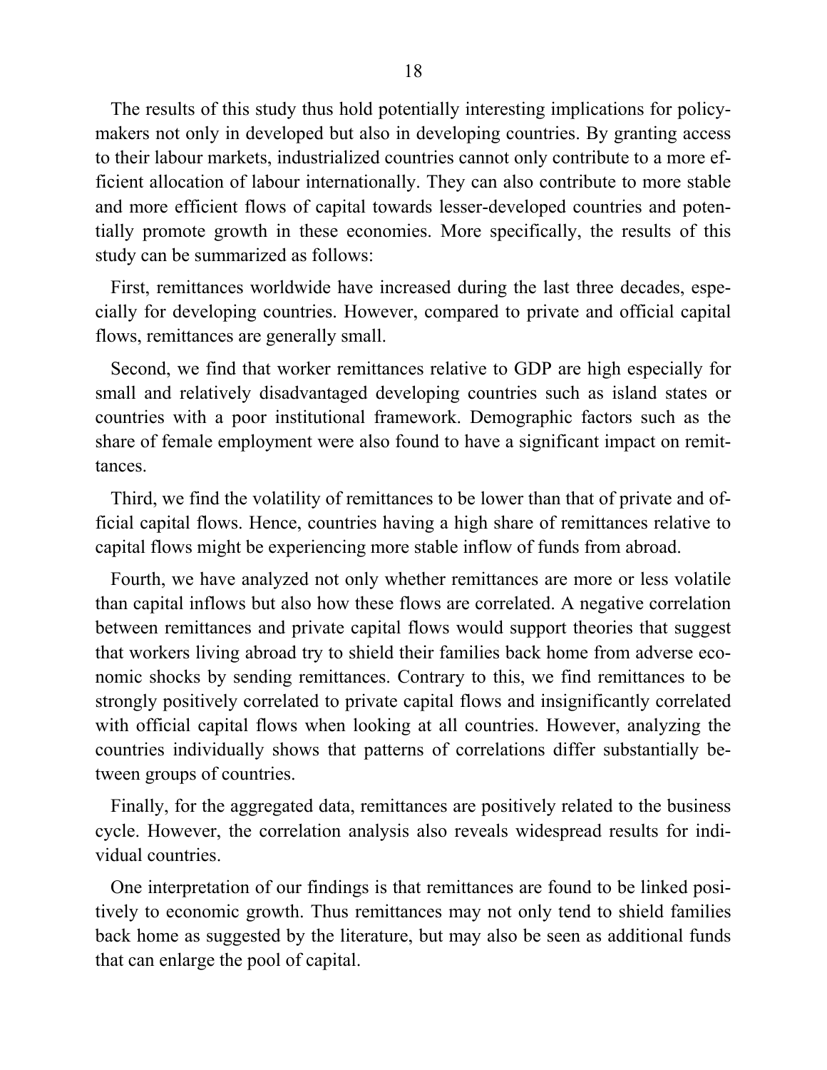The results of this study thus hold potentially interesting implications for policy-makers not only in developed but also in developing countries. By granting access to their labour markets, industrialized countries cannot only contribute to a more efficient allocation of labour internationally. They can also contribute to more stable and more efficient flows of capital towards lesser-developed countries and potentially promote growth in these economies. More specifically, the results of this study can be summarized as follows:

First, remittances worldwide have increased during the last three decades, especially for developing countries. However, compared to private and official capital flows, remittances are generally small.

Second, we find that worker remittances relative to GDP are high especially for small and relatively disadvantaged developing countries such as island states or countries with a poor institutional framework. Demographic factors such as the share of female employment were also found to have a significant impact on remittances.

Third, we find the volatility of remittances to be lower than that of private and official capital flows. Hence, countries having a high share of remittances relative to capital flows might be experiencing more stable inflow of funds from abroad.

Fourth, we have analyzed not only whether remittances are more or less volatile than capital inflows but also how these flows are correlated. A negative correlation between remittances and private capital flows would support theories that suggest that workers living abroad try to shield their families back home from adverse economic shocks by sending remittances. Contrary to this, we find remittances to be strongly positively correlated to private capital flows and insignificantly correlated with official capital flows when looking at all countries. However, analyzing the countries individually shows that patterns of correlations differ substantially between groups of countries.

Finally, for the aggregated data, remittances are positively related to the business cycle. However, the correlation analysis also reveals widespread results for individual countries.

One interpretation of our findings is that remittances are found to be linked positively to economic growth. Thus remittances may not only tend to shield families back home as suggested by the literature, but may also be seen as additional funds that can enlarge the pool of capital.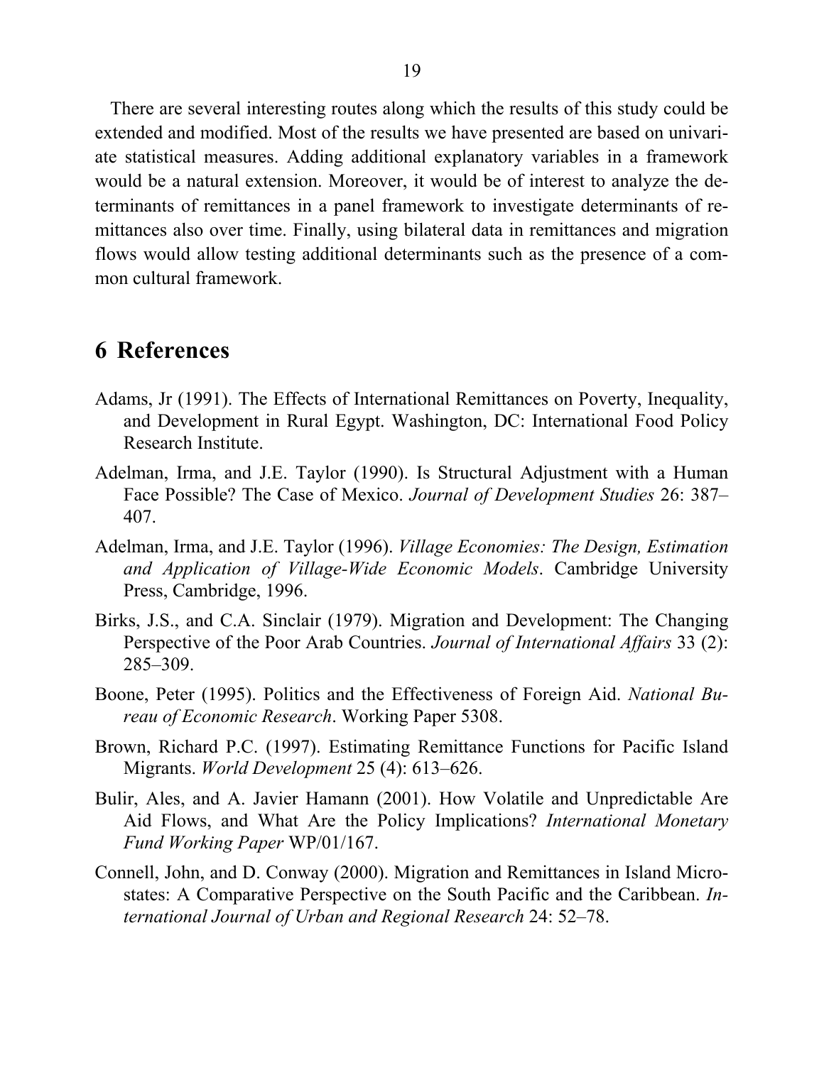There are several interesting routes along which the results of this study could be extended and modified. Most of the results we have presented are based on univariate statistical measures. Adding additional explanatory variables in a framework would be a natural extension. Moreover, it would be of interest to analyze the determinants of remittances in a panel framework to investigate determinants of remittances also over time. Finally, using bilateral data in remittances and migration flows would allow testing additional determinants such as the presence of a common cultural framework.

## 6 References

Adams, Jr (1991). The Effects of International Remittances on Poverty, Inequality, and Development in Rural Egypt. Washington, DC: International Food Policy Research Institute.

Adelman, Irma, and J.E. Taylor (1990). Is Structural Adjustment with a Human Face Possible? The Case of Mexico. *Journal of Development Studies* 26: 387–407.

Adelman, Irma, and J.E. Taylor (1996). *Village Economies: The Design, Estimation and Application of Village-Wide Economic Models*. Cambridge University Press, Cambridge, 1996.

Birks, J.S., and C.A. Sinclair (1979). Migration and Development: The Changing Perspective of the Poor Arab Countries. *Journal of International Affairs* 33 (2): 285–309.

Boone, Peter (1995). Politics and the Effectiveness of Foreign Aid. *National Bureau of Economic Research*. Working Paper 5308.

Brown, Richard P.C. (1997). Estimating Remittance Functions for Pacific Island Migrants. *World Development* 25 (4): 613–626.

Bulir, Ales, and A. Javier Hamann (2001). How Volatile and Unpredictable Are Aid Flows, and What Are the Policy Implications? *International Monetary Fund Working Paper* WP/01/167.

Connell, John, and D. Conway (2000). Migration and Remittances in Island Microstates: A Comparative Perspective on the South Pacific and the Caribbean. *International Journal of Urban and Regional Research* 24: 52–78.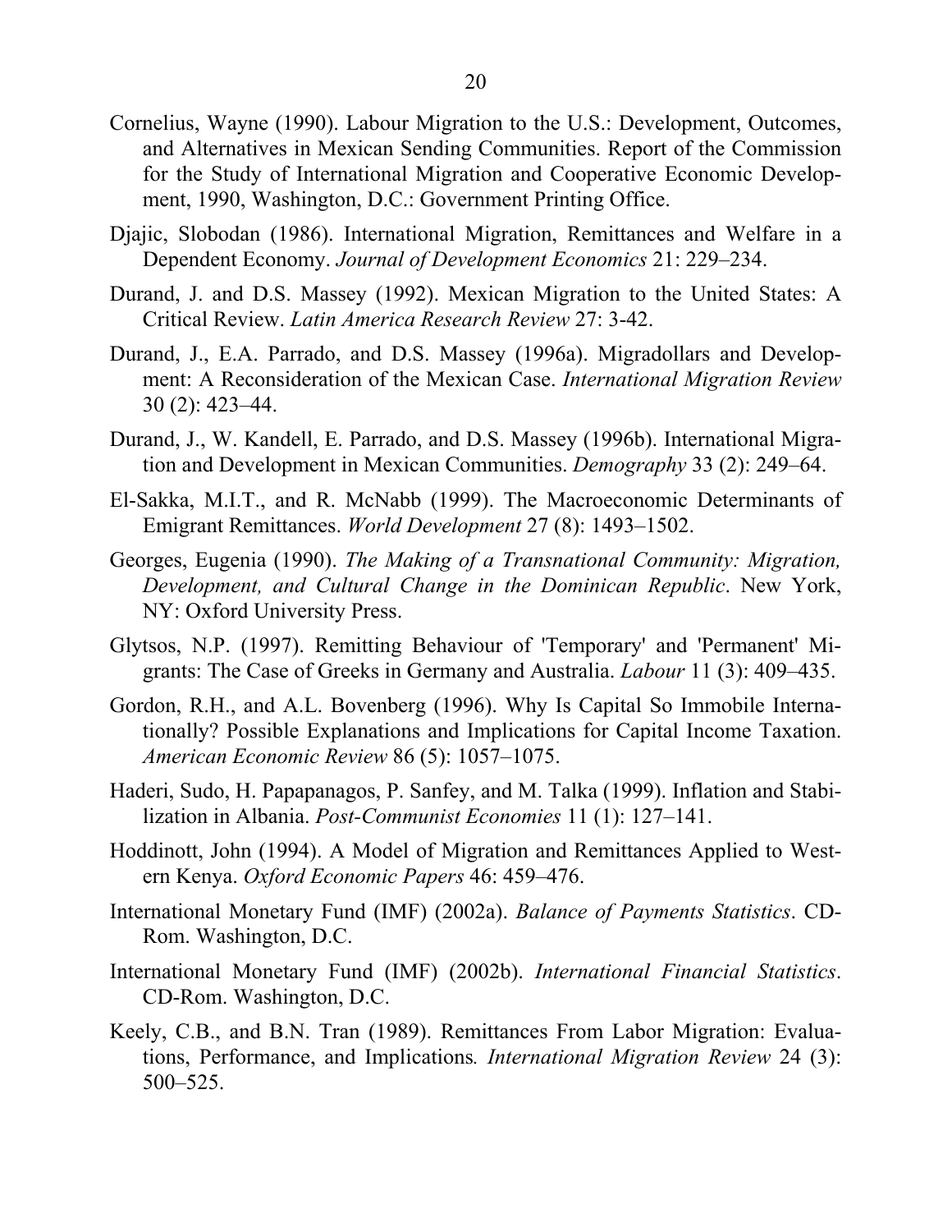Cornelius, Wayne (1990). Labour Migration to the U.S.: Development, Outcomes, and Alternatives in Mexican Sending Communities. Report of the Commission for the Study of International Migration and Cooperative Economic Development, 1990, Washington, D.C.: Government Printing Office.

Djajic, Slobodan (1986). International Migration, Remittances and Welfare in a Dependent Economy. *Journal of Development Economics* 21: 229–234.

Durand, J. and D.S. Massey (1992). Mexican Migration to the United States: A Critical Review. *Latin America Research Review* 27: 3-42.

Durand, J., E.A. Parrado, and D.S. Massey (1996a). Migradollars and Development: A Reconsideration of the Mexican Case. *International Migration Review* 30 (2): 423–44.

Durand, J., W. Kandell, E. Parrado, and D.S. Massey (1996b). International Migration and Development in Mexican Communities. *Demography* 33 (2): 249–64.

El-Sakka, M.I.T., and R. McNabb (1999). The Macroeconomic Determinants of Emigrant Remittances. *World Development* 27 (8): 1493–1502.

Georges, Eugenia (1990). *The Making of a Transnational Community: Migration, Development, and Cultural Change in the Dominican Republic*. New York, NY: Oxford University Press.

Glytsos, N.P. (1997). Remitting Behaviour of 'Temporary' and 'Permanent' Migrants: The Case of Greeks in Germany and Australia. *Labour* 11 (3): 409–435.

Gordon, R.H., and A.L. Bovenberg (1996). Why Is Capital So Immobile Internationally? Possible Explanations and Implications for Capital Income Taxation. *American Economic Review* 86 (5): 1057–1075.

Haderi, Sudo, H. Papapanagos, P. Sanfey, and M. Talka (1999). Inflation and Stabilization in Albania. *Post-Communist Economies* 11 (1): 127–141.

Hoddinott, John (1994). A Model of Migration and Remittances Applied to Western Kenya. *Oxford Economic Papers* 46: 459–476.

International Monetary Fund (IMF) (2002a). *Balance of Payments Statistics*. CD-Rom. Washington, D.C.

International Monetary Fund (IMF) (2002b). *International Financial Statistics*. CD-Rom. Washington, D.C.

Keely, C.B., and B.N. Tran (1989). Remittances From Labor Migration: Evaluations, Performance, and Implications*. International Migration Review* 24 (3): 500–525.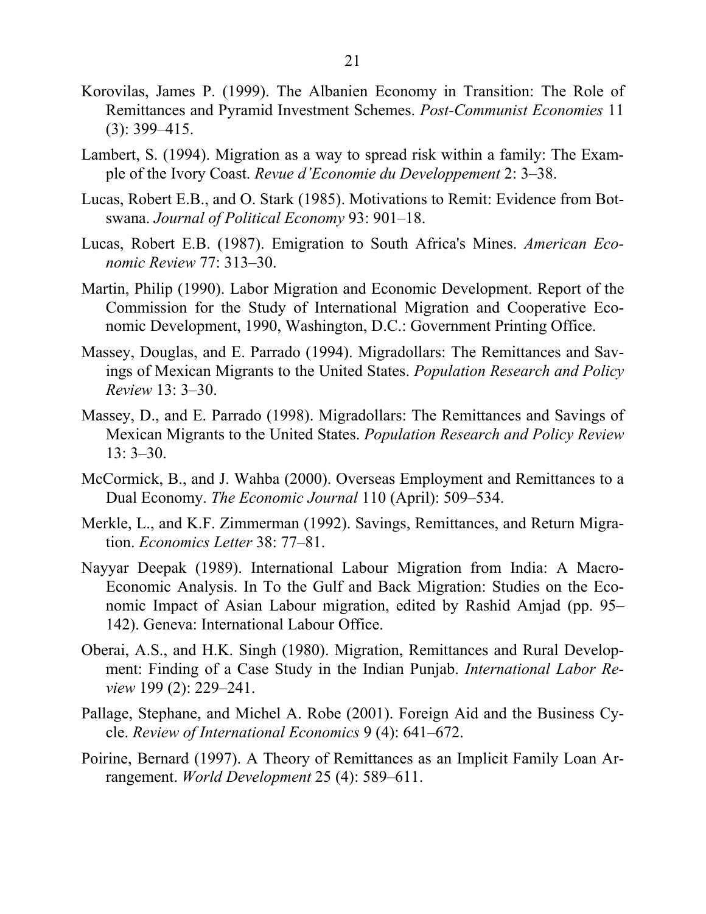Korovilas, James P. (1999). The Albanien Economy in Transition: The Role of Remittances and Pyramid Investment Schemes. *Post-Communist Economies* 11 (3): 399–415.

Lambert, S. (1994). Migration as a way to spread risk within a family: The Example of the Ivory Coast. *Revue d'Economie du Developpement* 2: 3–38.

Lucas, Robert E.B., and O. Stark (1985). Motivations to Remit: Evidence from Botswana. *Journal of Political Economy* 93: 901–18.

Lucas, Robert E.B. (1987). Emigration to South Africa's Mines. *American Economic Review* 77: 313–30.

Martin, Philip (1990). Labor Migration and Economic Development. Report of the Commission for the Study of International Migration and Cooperative Economic Development, 1990, Washington, D.C.: Government Printing Office.

Massey, Douglas, and E. Parrado (1994). Migradollars: The Remittances and Savings of Mexican Migrants to the United States. *Population Research and Policy Review* 13: 3–30.

Massey, D., and E. Parrado (1998). Migradollars: The Remittances and Savings of Mexican Migrants to the United States. *Population Research and Policy Review* 13: 3–30.

McCormick, B., and J. Wahba (2000). Overseas Employment and Remittances to a Dual Economy. *The Economic Journal* 110 (April): 509–534.

Merkle, L., and K.F. Zimmerman (1992). Savings, Remittances, and Return Migration. *Economics Letter* 38: 77–81.

Nayyar Deepak (1989). International Labour Migration from India: A Macro-Economic Analysis. In To the Gulf and Back Migration: Studies on the Economic Impact of Asian Labour migration, edited by Rashid Amjad (pp. 95–142). Geneva: International Labour Office.

Oberai, A.S., and H.K. Singh (1980). Migration, Remittances and Rural Development: Finding of a Case Study in the Indian Punjab. *International Labor Review* 199 (2): 229–241.

Pallage, Stephane, and Michel A. Robe (2001). Foreign Aid and the Business Cycle. *Review of International Economics* 9 (4): 641–672.

Poirine, Bernard (1997). A Theory of Remittances as an Implicit Family Loan Arrangement. *World Development* 25 (4): 589–611.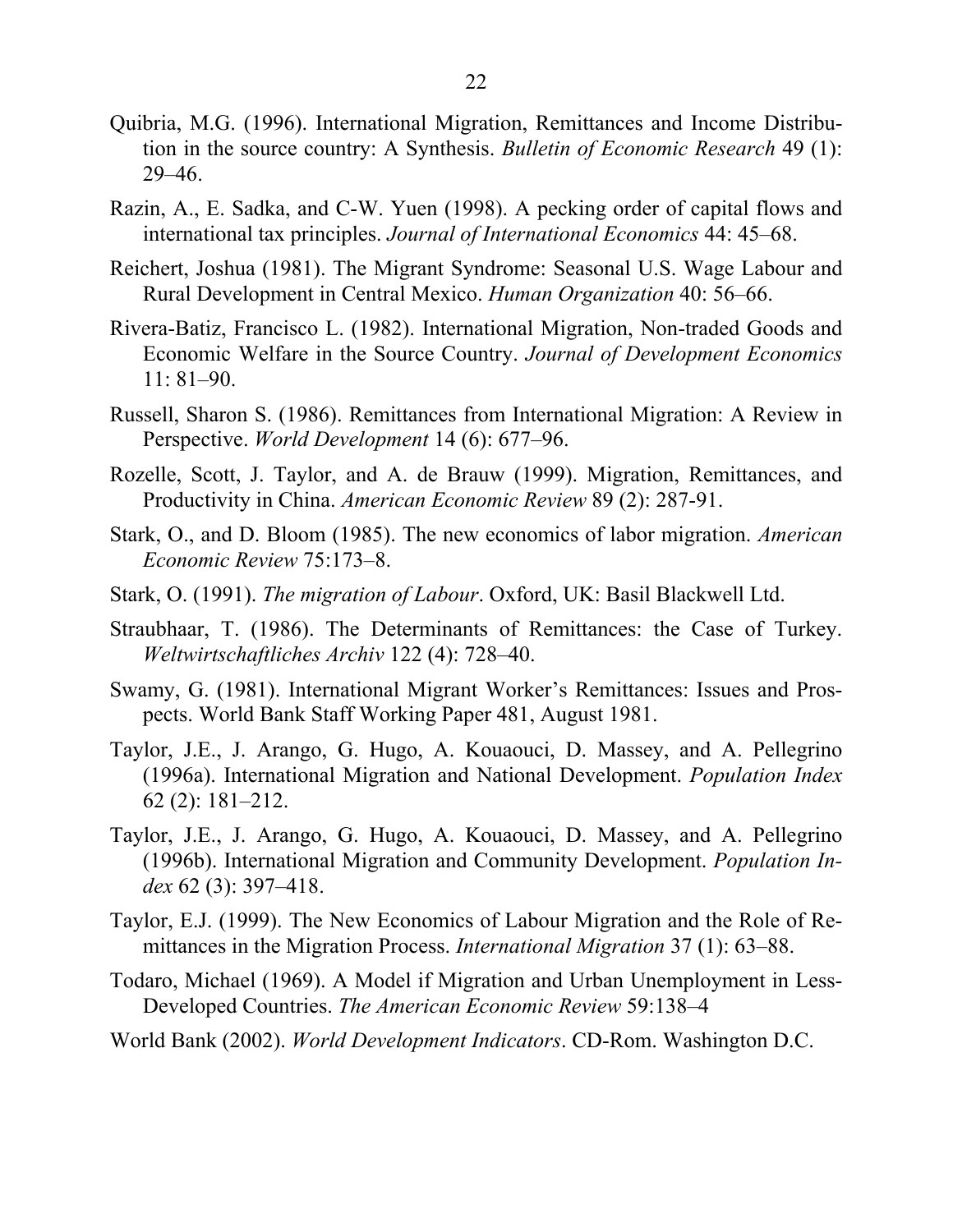Quibria, M.G. (1996). International Migration, Remittances and Income Distribution in the source country: A Synthesis. *Bulletin of Economic Research* 49 (1): 29–46.

Razin, A., E. Sadka, and C-W. Yuen (1998). A pecking order of capital flows and international tax principles. *Journal of International Economics* 44: 45–68.

Reichert, Joshua (1981). The Migrant Syndrome: Seasonal U.S. Wage Labour and Rural Development in Central Mexico. *Human Organization* 40: 56–66.

Rivera-Batiz, Francisco L. (1982). International Migration, Non-traded Goods and Economic Welfare in the Source Country. *Journal of Development Economics* 11: 81–90.

Russell, Sharon S. (1986). Remittances from International Migration: A Review in Perspective. *World Development* 14 (6): 677–96.

Rozelle, Scott, J. Taylor, and A. de Brauw (1999). Migration, Remittances, and Productivity in China. *American Economic Review* 89 (2): 287-91.

Stark, O., and D. Bloom (1985). The new economics of labor migration. *American Economic Review* 75:173–8.

Stark, O. (1991). *The migration of Labour*. Oxford, UK: Basil Blackwell Ltd.

Straubhaar, T. (1986). The Determinants of Remittances: the Case of Turkey. *Weltwirtschaftliches Archiv* 122 (4): 728–40.

Swamy, G. (1981). International Migrant Worker's Remittances: Issues and Prospects. World Bank Staff Working Paper 481, August 1981.

Taylor, J.E., J. Arango, G. Hugo, A. Kouaouci, D. Massey, and A. Pellegrino (1996a). International Migration and National Development. *Population Index* 62 (2): 181–212.

Taylor, J.E., J. Arango, G. Hugo, A. Kouaouci, D. Massey, and A. Pellegrino (1996b). International Migration and Community Development. *Population Index* 62 (3): 397–418.

Taylor, E.J. (1999). The New Economics of Labour Migration and the Role of Remittances in the Migration Process. *International Migration* 37 (1): 63–88.

Todaro, Michael (1969). A Model if Migration and Urban Unemployment in Less-Developed Countries. *The American Economic Review* 59:138–4

World Bank (2002). *World Development Indicators*. CD-Rom. Washington D.C.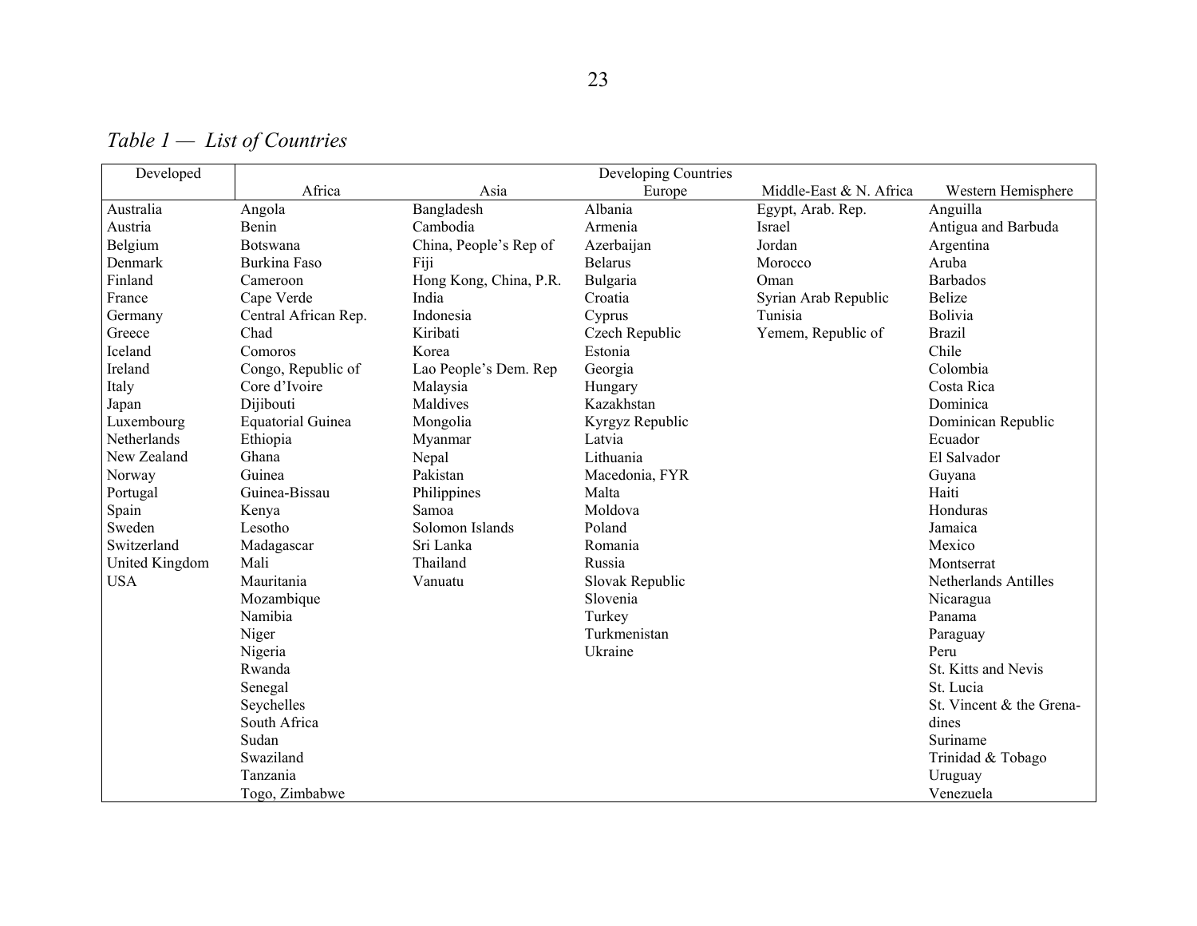*Table 1 — List of Countries*

| Developed | Developing Countries | | | | |
|---|---|---|---|---|---|
| | Africa | Asia | Europe | Middle-East & N. Africa | Western Hemisphere |
| Australia | Angola | Bangladesh | Albania | Egypt, Arab. Rep. | Anguilla |
| Austria | Benin | Cambodia | Armenia | Israel | Antigua and Barbuda |
| Belgium | Botswana | China, People's Rep of | Azerbaijan | Jordan | Argentina |
| Denmark | Burkina Faso | Fiji | Belarus | Morocco | Aruba |
| Finland | Cameroon | Hong Kong, China, P.R. | Bulgaria | Oman | Barbados |
| France | Cape Verde | India | Croatia | Syrian Arab Republic | Belize |
| Germany | Central African Rep. | Indonesia | Cyprus | Tunisia | Bolivia |
| Greece | Chad | Kiribati | Czech Republic | Yemem, Republic of | Brazil |
| Iceland | Comoros | Korea | Estonia | | Chile |
| Ireland | Congo, Republic of | Lao People's Dem. Rep | Georgia | | Colombia |
| Italy | Core d'Ivoire | Malaysia | Hungary | | Costa Rica |
| Japan | Dijibouti | Maldives | Kazakhstan | | Dominica |
| Luxembourg | Equatorial Guinea | Mongolia | Kyrgyz Republic | | Dominican Republic |
| Netherlands | Ethiopia | Myanmar | Latvia | | Ecuador |
| New Zealand | Ghana | Nepal | Lithuania | | El Salvador |
| Norway | Guinea | Pakistan | Macedonia, FYR | | Guyana |
| Portugal | Guinea-Bissau | Philippines | Malta | | Haiti |
| Spain | Kenya | Samoa | Moldova | | Honduras |
| Sweden | Lesotho | Solomon Islands | Poland | | Jamaica |
| Switzerland | Madagascar | Sri Lanka | Romania | | Mexico |
| United Kingdom | Mali | Thailand | Russia | | Montserrat |
| USA | Mauritania | Vanuatu | Slovak Republic | | Netherlands Antilles |
| | Mozambique | | Slovenia | | Nicaragua |
| | Namibia | | Turkey | | Panama |
| | Niger | | Turkmenistan | | Paraguay |
| | Nigeria | | Ukraine | | Peru |
| | Rwanda | | | | St. Kitts and Nevis |
| | Senegal | | | | St. Lucia |
| | Seychelles | | | | St. Vincent & the Grena-dines |
| | South Africa | | | | Suriname |
| | Sudan | | | | Trinidad & Tobago |
| | Swaziland | | | | Uruguay |
| | Tanzania | | | | Venezuela |
| | Togo, Zimbabwe | | | | |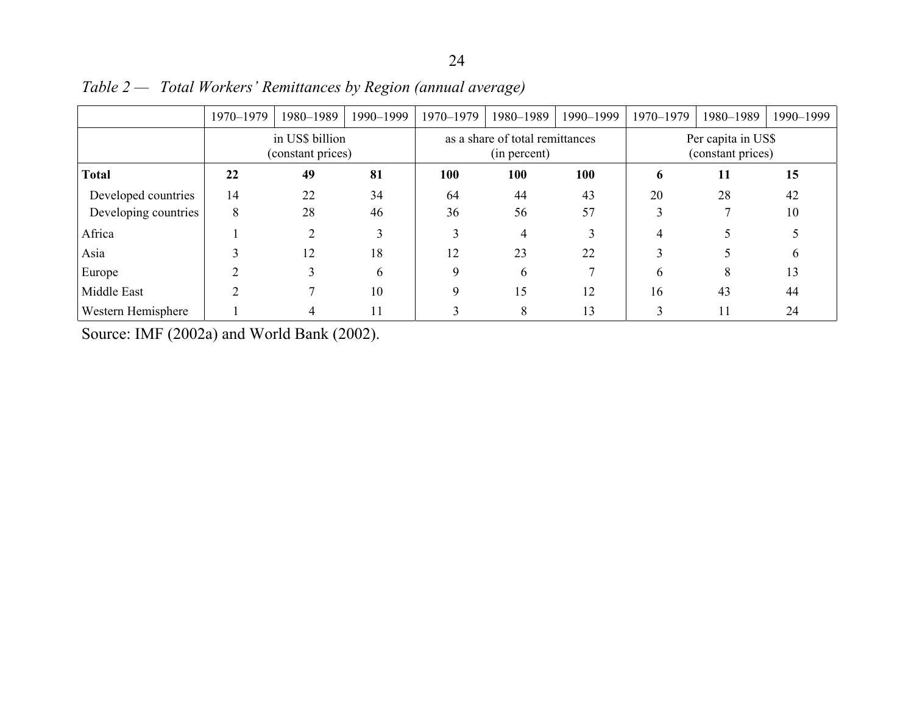*Table 2 — Total Workers' Remittances by Region (annual average)*

| | 1970–1979 | 1980–1989 | 1990–1999 | 1970–1979 | 1980–1989 | 1990–1999 | 1970–1979 | 1980–1989 | 1990–1999 |
|---|---|---|---|---|---|---|---|---|---|
| | in US$ billion (constant prices) | | | as a share of total remittances (in percent) | | | Per capita in US$ (constant prices) | | |
| **Total** | **22** | **49** | **81** | **100** | **100** | **100** | **6** | **11** | **15** |
| Developed countries | 14 | 22 | 34 | 64 | 44 | 43 | 20 | 28 | 42 |
| Developing countries | 8 | 28 | 46 | 36 | 56 | 57 | 3 | 7 | 10 |
| Africa | 1 | 2 | 3 | 3 | 4 | 3 | 4 | 5 | 5 |
| Asia | 3 | 12 | 18 | 12 | 23 | 22 | 3 | 5 | 6 |
| Europe | 2 | 3 | 6 | 9 | 6 | 7 | 6 | 8 | 13 |
| Middle East | 2 | 7 | 10 | 9 | 15 | 12 | 16 | 43 | 44 |
| Western Hemisphere | 1 | 4 | 11 | 3 | 8 | 13 | 3 | 11 | 24 |

Source: IMF (2002a) and World Bank (2002).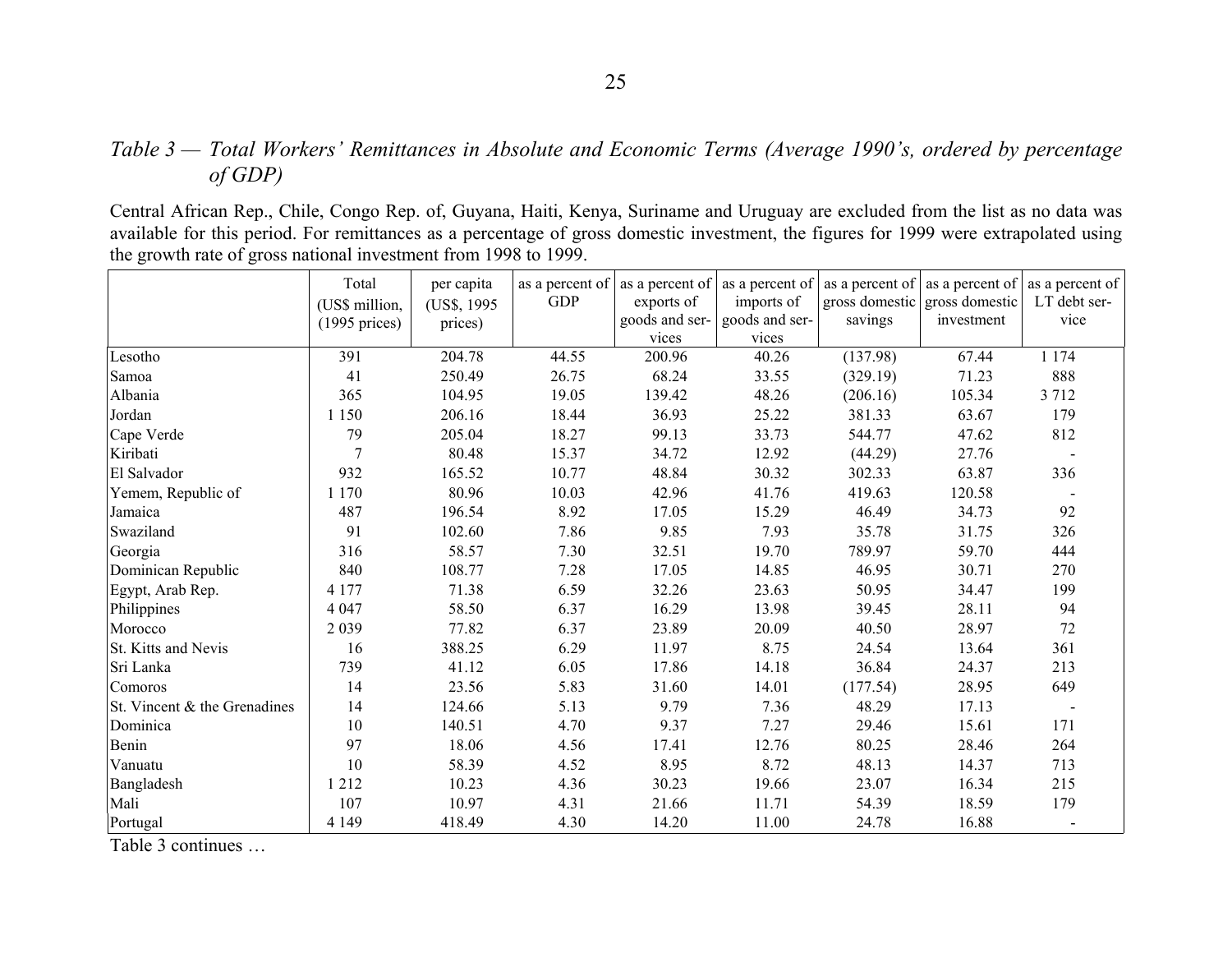*Table 3 — Total Workers' Remittances in Absolute and Economic Terms (Average 1990's, ordered by percentage of GDP)*

Central African Rep., Chile, Congo Rep. of, Guyana, Haiti, Kenya, Suriname and Uruguay are excluded from the list as no data was available for this period. For remittances as a percentage of gross domestic investment, the figures for 1999 were extrapolated using the growth rate of gross national investment from 1998 to 1999.

| | Total (US$ million, (1995 prices) | per capita (US$, 1995 prices) | as a percent of GDP | as a percent of exports of goods and services | as a percent of imports of goods and services | as a percent of gross domestic savings | as a percent of gross domestic investment | as a percent of LT debt service |
|---|---|---|---|---|---|---|---|---|
| Lesotho | 391 | 204.78 | 44.55 | 200.96 | 40.26 | (137.98) | 67.44 | 1 174 |
| Samoa | 41 | 250.49 | 26.75 | 68.24 | 33.55 | (329.19) | 71.23 | 888 |
| Albania | 365 | 104.95 | 19.05 | 139.42 | 48.26 | (206.16) | 105.34 | 3 712 |
| Jordan | 1 150 | 206.16 | 18.44 | 36.93 | 25.22 | 381.33 | 63.67 | 179 |
| Cape Verde | 79 | 205.04 | 18.27 | 99.13 | 33.73 | 544.77 | 47.62 | 812 |
| Kiribati | 7 | 80.48 | 15.37 | 34.72 | 12.92 | (44.29) | 27.76 | - |
| El Salvador | 932 | 165.52 | 10.77 | 48.84 | 30.32 | 302.33 | 63.87 | 336 |
| Yemem, Republic of | 1 170 | 80.96 | 10.03 | 42.96 | 41.76 | 419.63 | 120.58 | - |
| Jamaica | 487 | 196.54 | 8.92 | 17.05 | 15.29 | 46.49 | 34.73 | 92 |
| Swaziland | 91 | 102.60 | 7.86 | 9.85 | 7.93 | 35.78 | 31.75 | 326 |
| Georgia | 316 | 58.57 | 7.30 | 32.51 | 19.70 | 789.97 | 59.70 | 444 |
| Dominican Republic | 840 | 108.77 | 7.28 | 17.05 | 14.85 | 46.95 | 30.71 | 270 |
| Egypt, Arab Rep. | 4 177 | 71.38 | 6.59 | 32.26 | 23.63 | 50.95 | 34.47 | 199 |
| Philippines | 4 047 | 58.50 | 6.37 | 16.29 | 13.98 | 39.45 | 28.11 | 94 |
| Morocco | 2 039 | 77.82 | 6.37 | 23.89 | 20.09 | 40.50 | 28.97 | 72 |
| St. Kitts and Nevis | 16 | 388.25 | 6.29 | 11.97 | 8.75 | 24.54 | 13.64 | 361 |
| Sri Lanka | 739 | 41.12 | 6.05 | 17.86 | 14.18 | 36.84 | 24.37 | 213 |
| Comoros | 14 | 23.56 | 5.83 | 31.60 | 14.01 | (177.54) | 28.95 | 649 |
| St. Vincent & the Grenadines | 14 | 124.66 | 5.13 | 9.79 | 7.36 | 48.29 | 17.13 | - |
| Dominica | 10 | 140.51 | 4.70 | 9.37 | 7.27 | 29.46 | 15.61 | 171 |
| Benin | 97 | 18.06 | 4.56 | 17.41 | 12.76 | 80.25 | 28.46 | 264 |
| Vanuatu | 10 | 58.39 | 4.52 | 8.95 | 8.72 | 48.13 | 14.37 | 713 |
| Bangladesh | 1 212 | 10.23 | 4.36 | 30.23 | 19.66 | 23.07 | 16.34 | 215 |
| Mali | 107 | 10.97 | 4.31 | 21.66 | 11.71 | 54.39 | 18.59 | 179 |
| Portugal | 4 149 | 418.49 | 4.30 | 14.20 | 11.00 | 24.78 | 16.88 | - |

Table 3 continues …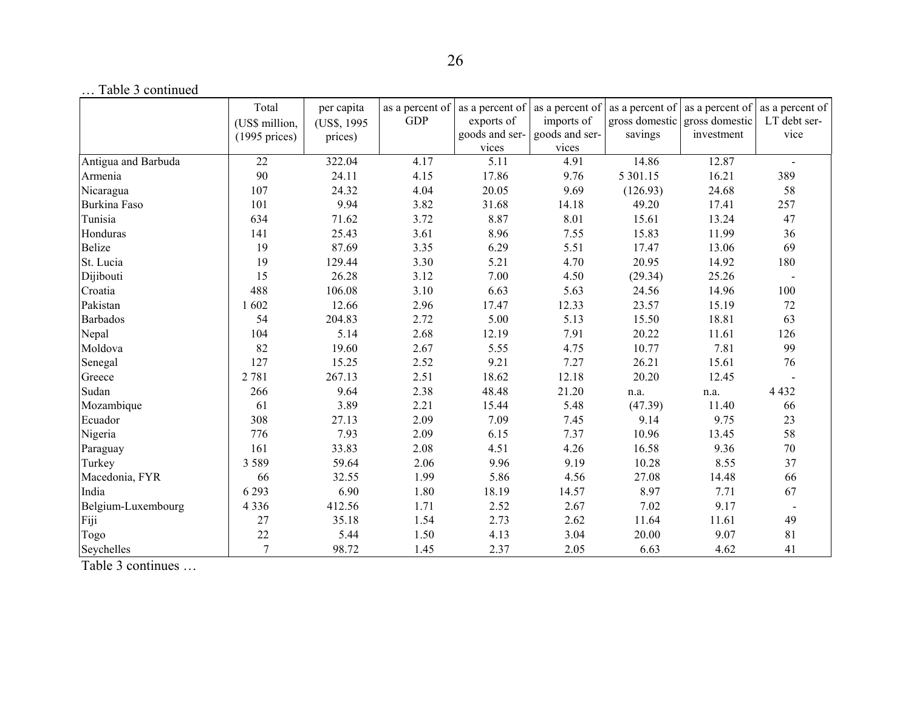… Table 3 continued

| | Total (US$ million, (1995 prices) | per capita (US$, 1995 prices) | as a percent of GDP | as a percent of exports of goods and services | as a percent of imports of goods and services | as a percent of gross domestic savings | as a percent of gross domestic investment | as a percent of LT debt service |
|---|---|---|---|---|---|---|---|---|
| Antigua and Barbuda | 22 | 322.04 | 4.17 | 5.11 | 4.91 | 14.86 | 12.87 | - |
| Armenia | 90 | 24.11 | 4.15 | 17.86 | 9.76 | 5 301.15 | 16.21 | 389 |
| Nicaragua | 107 | 24.32 | 4.04 | 20.05 | 9.69 | (126.93) | 24.68 | 58 |
| Burkina Faso | 101 | 9.94 | 3.82 | 31.68 | 14.18 | 49.20 | 17.41 | 257 |
| Tunisia | 634 | 71.62 | 3.72 | 8.87 | 8.01 | 15.61 | 13.24 | 47 |
| Honduras | 141 | 25.43 | 3.61 | 8.96 | 7.55 | 15.83 | 11.99 | 36 |
| Belize | 19 | 87.69 | 3.35 | 6.29 | 5.51 | 17.47 | 13.06 | 69 |
| St. Lucia | 19 | 129.44 | 3.30 | 5.21 | 4.70 | 20.95 | 14.92 | 180 |
| Dijibouti | 15 | 26.28 | 3.12 | 7.00 | 4.50 | (29.34) | 25.26 | - |
| Croatia | 488 | 106.08 | 3.10 | 6.63 | 5.63 | 24.56 | 14.96 | 100 |
| Pakistan | 1 602 | 12.66 | 2.96 | 17.47 | 12.33 | 23.57 | 15.19 | 72 |
| Barbados | 54 | 204.83 | 2.72 | 5.00 | 5.13 | 15.50 | 18.81 | 63 |
| Nepal | 104 | 5.14 | 2.68 | 12.19 | 7.91 | 20.22 | 11.61 | 126 |
| Moldova | 82 | 19.60 | 2.67 | 5.55 | 4.75 | 10.77 | 7.81 | 99 |
| Senegal | 127 | 15.25 | 2.52 | 9.21 | 7.27 | 26.21 | 15.61 | 76 |
| Greece | 2 781 | 267.13 | 2.51 | 18.62 | 12.18 | 20.20 | 12.45 | - |
| Sudan | 266 | 9.64 | 2.38 | 48.48 | 21.20 | n.a. | n.a. | 4 432 |
| Mozambique | 61 | 3.89 | 2.21 | 15.44 | 5.48 | (47.39) | 11.40 | 66 |
| Ecuador | 308 | 27.13 | 2.09 | 7.09 | 7.45 | 9.14 | 9.75 | 23 |
| Nigeria | 776 | 7.93 | 2.09 | 6.15 | 7.37 | 10.96 | 13.45 | 58 |
| Paraguay | 161 | 33.83 | 2.08 | 4.51 | 4.26 | 16.58 | 9.36 | 70 |
| Turkey | 3 589 | 59.64 | 2.06 | 9.96 | 9.19 | 10.28 | 8.55 | 37 |
| Macedonia, FYR | 66 | 32.55 | 1.99 | 5.86 | 4.56 | 27.08 | 14.48 | 66 |
| India | 6 293 | 6.90 | 1.80 | 18.19 | 14.57 | 8.97 | 7.71 | 67 |
| Belgium-Luxembourg | 4 336 | 412.56 | 1.71 | 2.52 | 2.67 | 7.02 | 9.17 | - |
| Fiji | 27 | 35.18 | 1.54 | 2.73 | 2.62 | 11.64 | 11.61 | 49 |
| Togo | 22 | 5.44 | 1.50 | 4.13 | 3.04 | 20.00 | 9.07 | 81 |
| Seychelles | 7 | 98.72 | 1.45 | 2.37 | 2.05 | 6.63 | 4.62 | 41 |

Table 3 continues …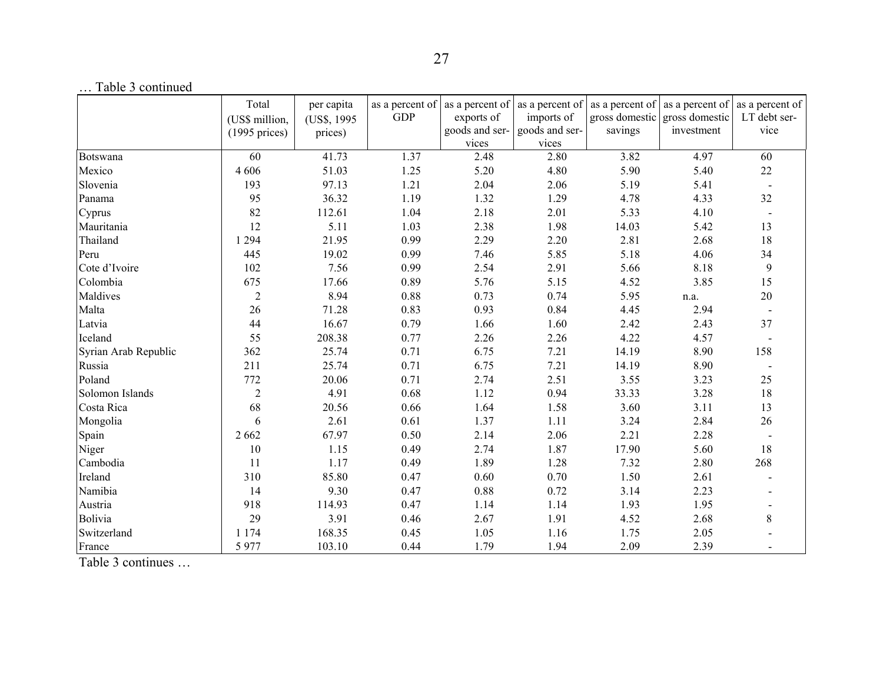… Table 3 continued

| | Total (US$ million, (1995 prices) | per capita (US$, 1995 prices) | as a percent of GDP | as a percent of exports of goods and services | as a percent of imports of goods and services | as a percent of gross domestic savings | as a percent of gross domestic investment | as a percent of LT debt service |
|---|---|---|---|---|---|---|---|---|
| Botswana | 60 | 41.73 | 1.37 | 2.48 | 2.80 | 3.82 | 4.97 | 60 |
| Mexico | 4 606 | 51.03 | 1.25 | 5.20 | 4.80 | 5.90 | 5.40 | 22 |
| Slovenia | 193 | 97.13 | 1.21 | 2.04 | 2.06 | 5.19 | 5.41 | - |
| Panama | 95 | 36.32 | 1.19 | 1.32 | 1.29 | 4.78 | 4.33 | 32 |
| Cyprus | 82 | 112.61 | 1.04 | 2.18 | 2.01 | 5.33 | 4.10 | - |
| Mauritania | 12 | 5.11 | 1.03 | 2.38 | 1.98 | 14.03 | 5.42 | 13 |
| Thailand | 1 294 | 21.95 | 0.99 | 2.29 | 2.20 | 2.81 | 2.68 | 18 |
| Peru | 445 | 19.02 | 0.99 | 7.46 | 5.85 | 5.18 | 4.06 | 34 |
| Cote d'Ivoire | 102 | 7.56 | 0.99 | 2.54 | 2.91 | 5.66 | 8.18 | 9 |
| Colombia | 675 | 17.66 | 0.89 | 5.76 | 5.15 | 4.52 | 3.85 | 15 |
| Maldives | 2 | 8.94 | 0.88 | 0.73 | 0.74 | 5.95 | n.a. | 20 |
| Malta | 26 | 71.28 | 0.83 | 0.93 | 0.84 | 4.45 | 2.94 | - |
| Latvia | 44 | 16.67 | 0.79 | 1.66 | 1.60 | 2.42 | 2.43 | 37 |
| Iceland | 55 | 208.38 | 0.77 | 2.26 | 2.26 | 4.22 | 4.57 | - |
| Syrian Arab Republic | 362 | 25.74 | 0.71 | 6.75 | 7.21 | 14.19 | 8.90 | 158 |
| Russia | 211 | 25.74 | 0.71 | 6.75 | 7.21 | 14.19 | 8.90 | - |
| Poland | 772 | 20.06 | 0.71 | 2.74 | 2.51 | 3.55 | 3.23 | 25 |
| Solomon Islands | 2 | 4.91 | 0.68 | 1.12 | 0.94 | 33.33 | 3.28 | 18 |
| Costa Rica | 68 | 20.56 | 0.66 | 1.64 | 1.58 | 3.60 | 3.11 | 13 |
| Mongolia | 6 | 2.61 | 0.61 | 1.37 | 1.11 | 3.24 | 2.84 | 26 |
| Spain | 2 662 | 67.97 | 0.50 | 2.14 | 2.06 | 2.21 | 2.28 | - |
| Niger | 10 | 1.15 | 0.49 | 2.74 | 1.87 | 17.90 | 5.60 | 18 |
| Cambodia | 11 | 1.17 | 0.49 | 1.89 | 1.28 | 7.32 | 2.80 | 268 |
| Ireland | 310 | 85.80 | 0.47 | 0.60 | 0.70 | 1.50 | 2.61 | - |
| Namibia | 14 | 9.30 | 0.47 | 0.88 | 0.72 | 3.14 | 2.23 | - |
| Austria | 918 | 114.93 | 0.47 | 1.14 | 1.14 | 1.93 | 1.95 | - |
| Bolivia | 29 | 3.91 | 0.46 | 2.67 | 1.91 | 4.52 | 2.68 | 8 |
| Switzerland | 1 174 | 168.35 | 0.45 | 1.05 | 1.16 | 1.75 | 2.05 | - |
| France | 5 977 | 103.10 | 0.44 | 1.79 | 1.94 | 2.09 | 2.39 | - |

Table 3 continues …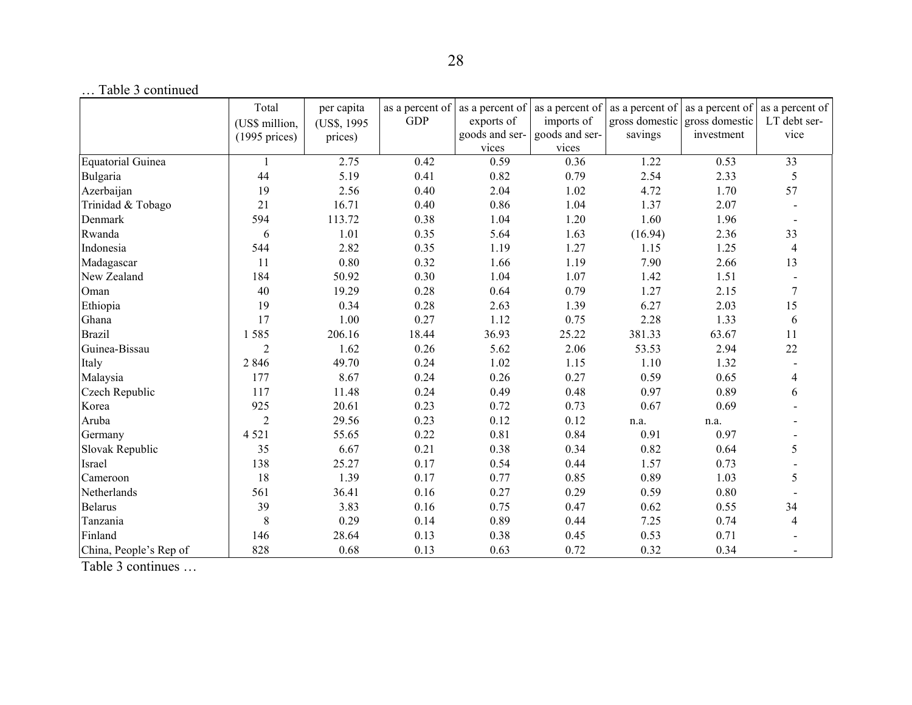… Table 3 continued

| | Total (US$ million, (1995 prices) | per capita (US$, 1995 prices) | as a percent of GDP | as a percent of exports of goods and services | as a percent of imports of goods and services | as a percent of gross domestic savings | as a percent of gross domestic investment | as a percent of LT debt service |
|---|---|---|---|---|---|---|---|---|
| Equatorial Guinea | 1 | 2.75 | 0.42 | 0.59 | 0.36 | 1.22 | 0.53 | 33 |
| Bulgaria | 44 | 5.19 | 0.41 | 0.82 | 0.79 | 2.54 | 2.33 | 5 |
| Azerbaijan | 19 | 2.56 | 0.40 | 2.04 | 1.02 | 4.72 | 1.70 | 57 |
| Trinidad & Tobago | 21 | 16.71 | 0.40 | 0.86 | 1.04 | 1.37 | 2.07 | - |
| Denmark | 594 | 113.72 | 0.38 | 1.04 | 1.20 | 1.60 | 1.96 | - |
| Rwanda | 6 | 1.01 | 0.35 | 5.64 | 1.63 | (16.94) | 2.36 | 33 |
| Indonesia | 544 | 2.82 | 0.35 | 1.19 | 1.27 | 1.15 | 1.25 | 4 |
| Madagascar | 11 | 0.80 | 0.32 | 1.66 | 1.19 | 7.90 | 2.66 | 13 |
| New Zealand | 184 | 50.92 | 0.30 | 1.04 | 1.07 | 1.42 | 1.51 | - |
| Oman | 40 | 19.29 | 0.28 | 0.64 | 0.79 | 1.27 | 2.15 | 7 |
| Ethiopia | 19 | 0.34 | 0.28 | 2.63 | 1.39 | 6.27 | 2.03 | 15 |
| Ghana | 17 | 1.00 | 0.27 | 1.12 | 0.75 | 2.28 | 1.33 | 6 |
| Brazil | 1 585 | 206.16 | 18.44 | 36.93 | 25.22 | 381.33 | 63.67 | 11 |
| Guinea-Bissau | 2 | 1.62 | 0.26 | 5.62 | 2.06 | 53.53 | 2.94 | 22 |
| Italy | 2 846 | 49.70 | 0.24 | 1.02 | 1.15 | 1.10 | 1.32 | - |
| Malaysia | 177 | 8.67 | 0.24 | 0.26 | 0.27 | 0.59 | 0.65 | 4 |
| Czech Republic | 117 | 11.48 | 0.24 | 0.49 | 0.48 | 0.97 | 0.89 | 6 |
| Korea | 925 | 20.61 | 0.23 | 0.72 | 0.73 | 0.67 | 0.69 | - |
| Aruba | 2 | 29.56 | 0.23 | 0.12 | 0.12 | n.a. | n.a. | - |
| Germany | 4 521 | 55.65 | 0.22 | 0.81 | 0.84 | 0.91 | 0.97 | - |
| Slovak Republic | 35 | 6.67 | 0.21 | 0.38 | 0.34 | 0.82 | 0.64 | 5 |
| Israel | 138 | 25.27 | 0.17 | 0.54 | 0.44 | 1.57 | 0.73 | - |
| Cameroon | 18 | 1.39 | 0.17 | 0.77 | 0.85 | 0.89 | 1.03 | 5 |
| Netherlands | 561 | 36.41 | 0.16 | 0.27 | 0.29 | 0.59 | 0.80 | - |
| Belarus | 39 | 3.83 | 0.16 | 0.75 | 0.47 | 0.62 | 0.55 | 34 |
| Tanzania | 8 | 0.29 | 0.14 | 0.89 | 0.44 | 7.25 | 0.74 | 4 |
| Finland | 146 | 28.64 | 0.13 | 0.38 | 0.45 | 0.53 | 0.71 | - |
| China, People's Rep of | 828 | 0.68 | 0.13 | 0.63 | 0.72 | 0.32 | 0.34 | - |

Table 3 continues …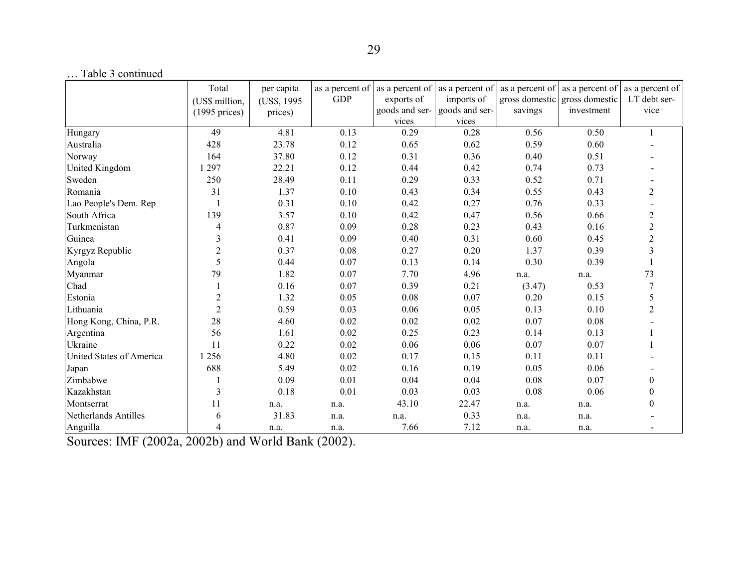… Table 3 continued

| | Total (US$ million, (1995 prices) | per capita (US$, 1995 prices) | as a percent of GDP | as a percent of exports of goods and services | as a percent of imports of goods and services | as a percent of gross domestic savings | as a percent of gross domestic investment | as a percent of LT debt service |
|---|---|---|---|---|---|---|---|---|
| Hungary | 49 | 4.81 | 0.13 | 0.29 | 0.28 | 0.56 | 0.50 | 1 |
| Australia | 428 | 23.78 | 0.12 | 0.65 | 0.62 | 0.59 | 0.60 | - |
| Norway | 164 | 37.80 | 0.12 | 0.31 | 0.36 | 0.40 | 0.51 | - |
| United Kingdom | 1 297 | 22.21 | 0.12 | 0.44 | 0.42 | 0.74 | 0.73 | - |
| Sweden | 250 | 28.49 | 0.11 | 0.29 | 0.33 | 0.52 | 0.71 | - |
| Romania | 31 | 1.37 | 0.10 | 0.43 | 0.34 | 0.55 | 0.43 | 2 |
| Lao People's Dem. Rep | 1 | 0.31 | 0.10 | 0.42 | 0.27 | 0.76 | 0.33 | - |
| South Africa | 139 | 3.57 | 0.10 | 0.42 | 0.47 | 0.56 | 0.66 | 2 |
| Turkmenistan | 4 | 0.87 | 0.09 | 0.28 | 0.23 | 0.43 | 0.16 | 2 |
| Guinea | 3 | 0.41 | 0.09 | 0.40 | 0.31 | 0.60 | 0.45 | 2 |
| Kyrgyz Republic | 2 | 0.37 | 0.08 | 0.27 | 0.20 | 1.37 | 0.39 | 3 |
| Angola | 5 | 0.44 | 0.07 | 0.13 | 0.14 | 0.30 | 0.39 | 1 |
| Myanmar | 79 | 1.82 | 0.07 | 7.70 | 4.96 | n.a. | n.a. | 73 |
| Chad | 1 | 0.16 | 0.07 | 0.39 | 0.21 | (3.47) | 0.53 | 7 |
| Estonia | 2 | 1.32 | 0.05 | 0.08 | 0.07 | 0.20 | 0.15 | 5 |
| Lithuania | 2 | 0.59 | 0.03 | 0.06 | 0.05 | 0.13 | 0.10 | 2 |
| Hong Kong, China, P.R. | 28 | 4.60 | 0.02 | 0.02 | 0.02 | 0.07 | 0.08 | - |
| Argentina | 56 | 1.61 | 0.02 | 0.25 | 0.23 | 0.14 | 0.13 | 1 |
| Ukraine | 11 | 0.22 | 0.02 | 0.06 | 0.06 | 0.07 | 0.07 | 1 |
| United States of America | 1 256 | 4.80 | 0.02 | 0.17 | 0.15 | 0.11 | 0.11 | - |
| Japan | 688 | 5.49 | 0.02 | 0.16 | 0.19 | 0.05 | 0.06 | - |
| Zimbabwe | 1 | 0.09 | 0.01 | 0.04 | 0.04 | 0.08 | 0.07 | 0 |
| Kazakhstan | 3 | 0.18 | 0.01 | 0.03 | 0.03 | 0.08 | 0.06 | 0 |
| Montserrat | 11 | n.a. | n.a. | 43.10 | 22.47 | n.a. | n.a. | 0 |
| Netherlands Antilles | 6 | 31.83 | n.a. | n.a. | 0.33 | n.a. | n.a. | - |
| Anguilla | 4 | n.a. | n.a. | 7.66 | 7.12 | n.a. | n.a. | - |

Sources: IMF (2002a, 2002b) and World Bank (2002).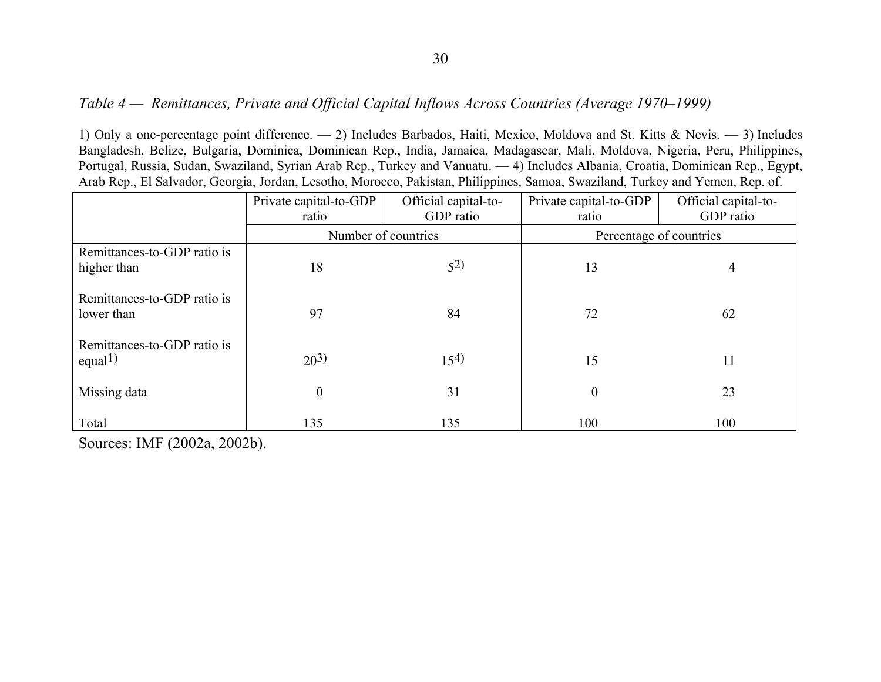*Table 4 — Remittances, Private and Official Capital Inflows Across Countries (Average 1970–1999)*

1) Only a one-percentage point difference. — 2) Includes Barbados, Haiti, Mexico, Moldova and St. Kitts & Nevis. — 3) Includes Bangladesh, Belize, Bulgaria, Dominica, Dominican Rep., India, Jamaica, Madagascar, Mali, Moldova, Nigeria, Peru, Philippines, Portugal, Russia, Sudan, Swaziland, Syrian Arab Rep., Turkey and Vanuatu. — 4) Includes Albania, Croatia, Dominican Rep., Egypt, Arab Rep., El Salvador, Georgia, Jordan, Lesotho, Morocco, Pakistan, Philippines, Samoa, Swaziland, Turkey and Yemen, Rep. of.

| | Private capital-to-GDP ratio | Official capital-to-GDP ratio | Private capital-to-GDP ratio | Official capital-to-GDP ratio |
|---|---|---|---|---|
| | Number of countries | | Percentage of countries | |
| Remittances-to-GDP ratio is higher than | 18 | 5[2] | 13 | 4 |
| Remittances-to-GDP ratio is lower than | 97 | 84 | 72 | 62 |
| Remittances-to-GDP ratio is equal[1] | 20[3] | 15[4] | 15 | 11 |
| Missing data | 0 | 31 | 0 | 23 |
| Total | 135 | 135 | 100 | 100 |

Sources: IMF (2002a, 2002b).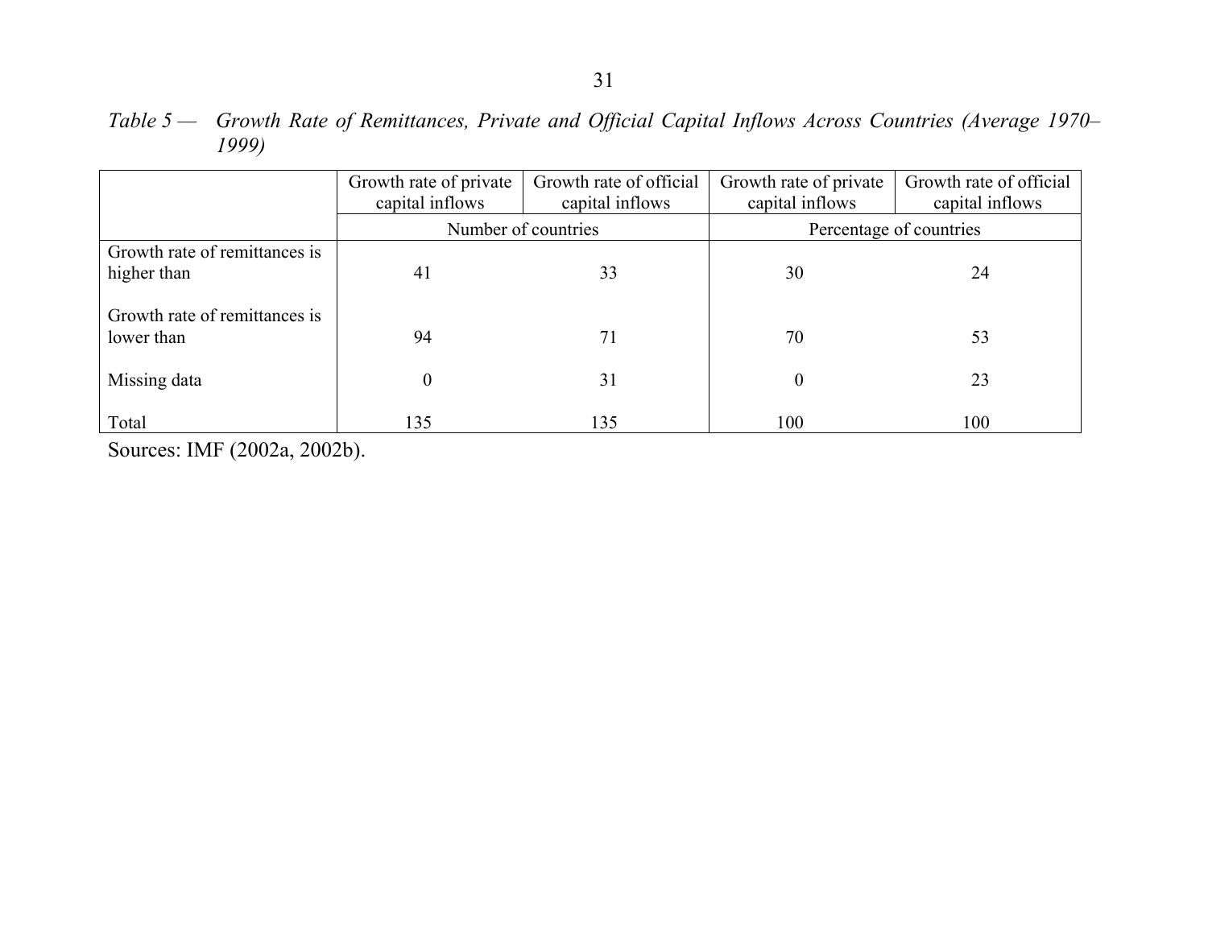*Table 5 — Growth Rate of Remittances, Private and Official Capital Inflows Across Countries (Average 1970–1999)*

| | Growth rate of private capital inflows | Growth rate of official capital inflows | Growth rate of private capital inflows | Growth rate of official capital inflows |
|---|---|---|---|---|
| | Number of countries | | Percentage of countries | |
| Growth rate of remittances is higher than | 41 | 33 | 30 | 24 |
| Growth rate of remittances is lower than | 94 | 71 | 70 | 53 |
| Missing data | 0 | 31 | 0 | 23 |
| Total | 135 | 135 | 100 | 100 |

Sources: IMF (2002a, 2002b).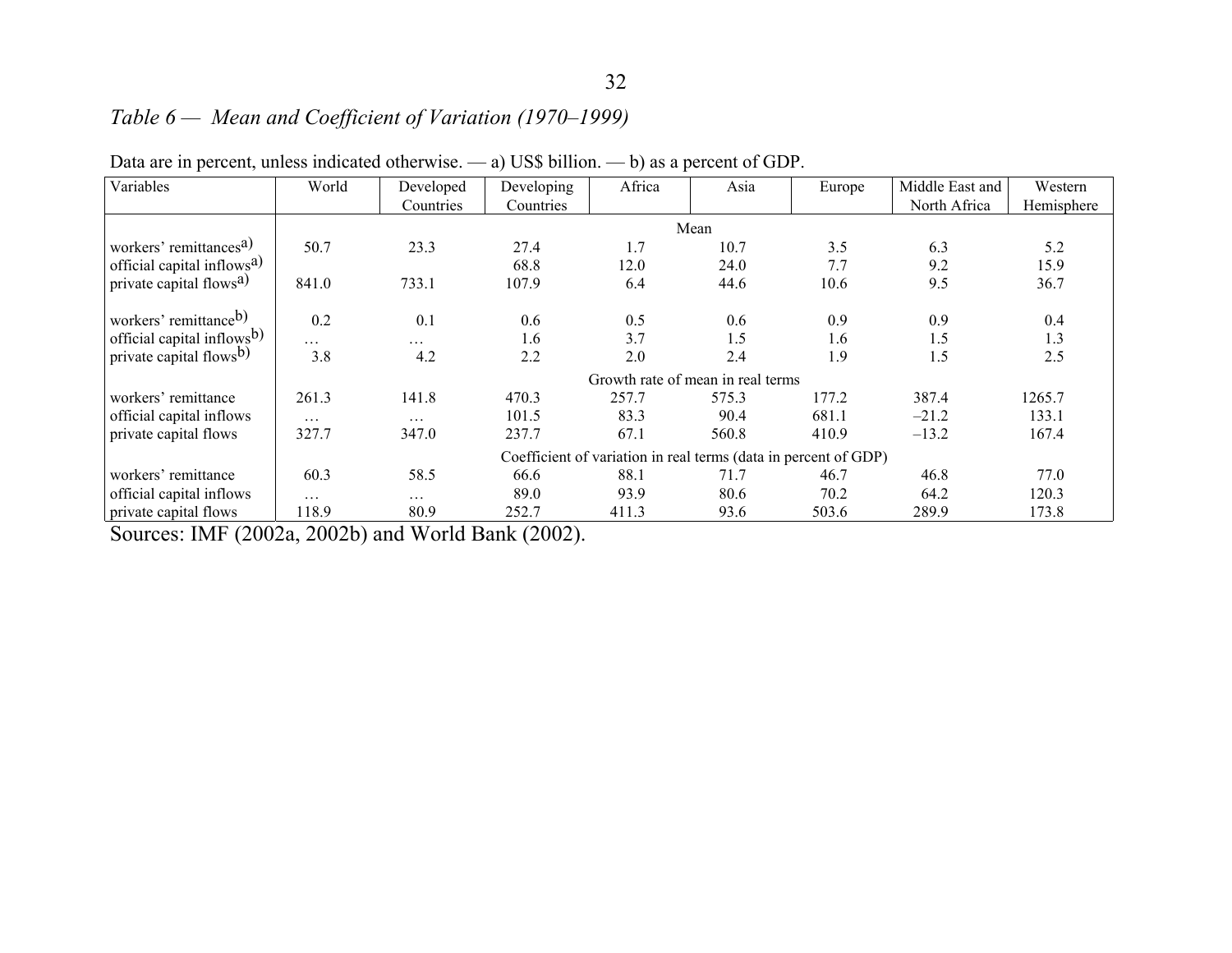*Table 6 — Mean and Coefficient of Variation (1970–1999)*

Data are in percent, unless indicated otherwise. — a) US$ billion. — b) as a percent of GDP.

| Variables | World | Developed Countries | Developing Countries | Africa | Asia | Europe | Middle East and North Africa | Western Hemisphere |
|---|---|---|---|---|---|---|---|---|
| | | | | Mean | | | | |
| workers' remittances[a)] | 50.7 | 23.3 | 27.4 | 1.7 | 10.7 | 3.5 | 6.3 | 5.2 |
| official capital inflows[a)] | | | 68.8 | 12.0 | 24.0 | 7.7 | 9.2 | 15.9 |
| private capital flows[a)] | 841.0 | 733.1 | 107.9 | 6.4 | 44.6 | 10.6 | 9.5 | 36.7 |
| workers' remittance[b)] | 0.2 | 0.1 | 0.6 | 0.5 | 0.6 | 0.9 | 0.9 | 0.4 |
| official capital inflows[b)] | … | … | 1.6 | 3.7 | 1.5 | 1.6 | 1.5 | 1.3 |
| private capital flows[b)] | 3.8 | 4.2 | 2.2 | 2.0 | 2.4 | 1.9 | 1.5 | 2.5 |
| | | | | Growth rate of mean in real terms | | | | |
| workers' remittance | 261.3 | 141.8 | 470.3 | 257.7 | 575.3 | 177.2 | 387.4 | 1265.7 |
| official capital inflows | … | … | 101.5 | 83.3 | 90.4 | 681.1 | –21.2 | 133.1 |
| private capital flows | 327.7 | 347.0 | 237.7 | 67.1 | 560.8 | 410.9 | –13.2 | 167.4 |
| | | | | Coefficient of variation in real terms (data in percent of GDP) | | | | |
| workers' remittance | 60.3 | 58.5 | 66.6 | 88.1 | 71.7 | 46.7 | 46.8 | 77.0 |
| official capital inflows | … | … | 89.0 | 93.9 | 80.6 | 70.2 | 64.2 | 120.3 |
| private capital flows | 118.9 | 80.9 | 252.7 | 411.3 | 93.6 | 503.6 | 289.9 | 173.8 |

Sources: IMF (2002a, 2002b) and World Bank (2002).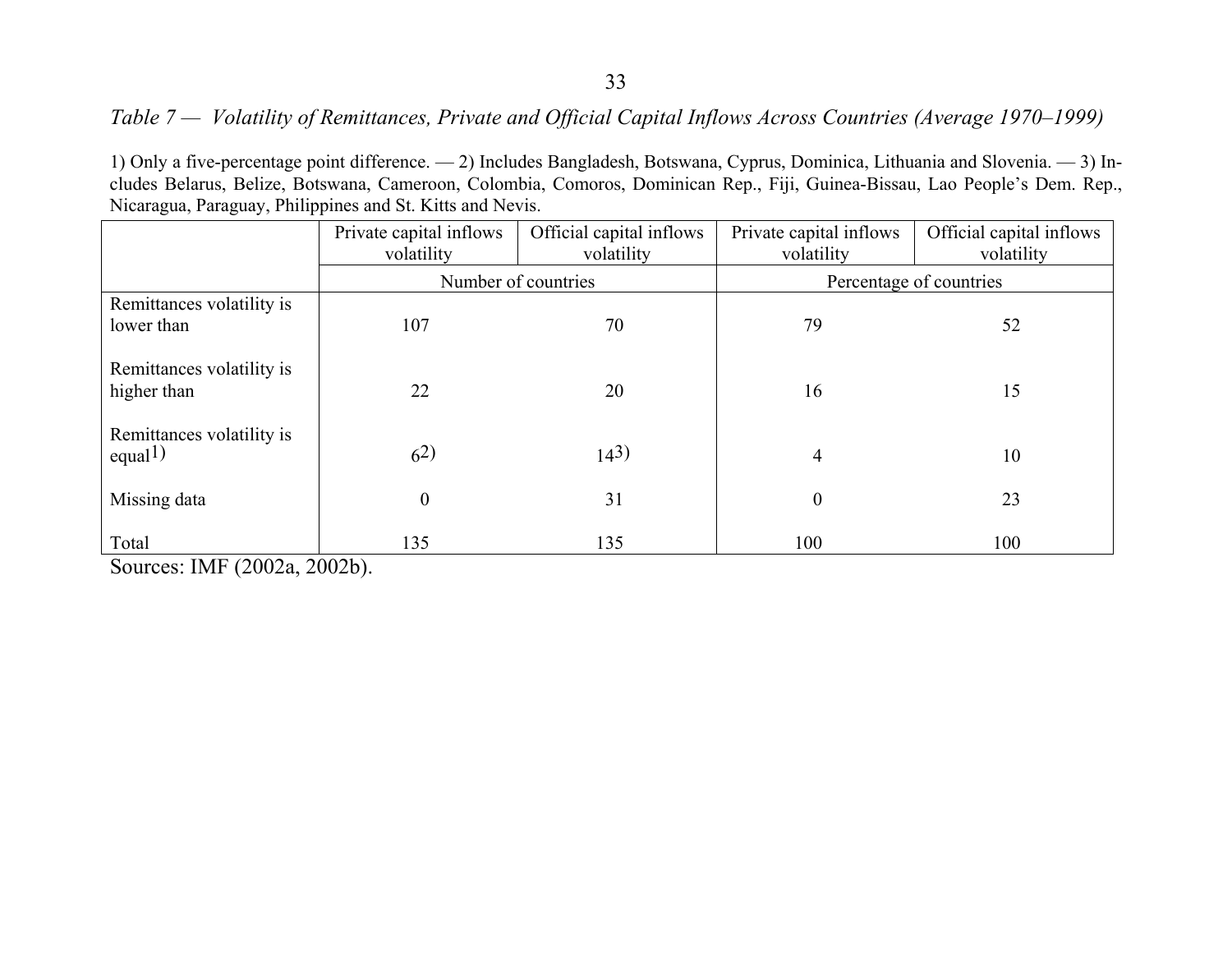*Table 7 — Volatility of Remittances, Private and Official Capital Inflows Across Countries (Average 1970–1999)*

1) Only a five-percentage point difference. — 2) Includes Bangladesh, Botswana, Cyprus, Dominica, Lithuania and Slovenia. — 3) Includes Belarus, Belize, Botswana, Cameroon, Colombia, Comoros, Dominican Rep., Fiji, Guinea-Bissau, Lao People's Dem. Rep., Nicaragua, Paraguay, Philippines and St. Kitts and Nevis.

| | Private capital inflows volatility | Official capital inflows volatility | Private capital inflows volatility | Official capital inflows volatility |
|---|---|---|---|---|
| | Number of countries | | Percentage of countries | |
| Remittances volatility is lower than | 107 | 70 | 79 | 52 |
| Remittances volatility is higher than | 22 | 20 | 16 | 15 |
| Remittances volatility is equal[1)] | 6[2)] | 14[3)] | 4 | 10 |
| Missing data | 0 | 31 | 0 | 23 |
| Total | 135 | 135 | 100 | 100 |

Sources: IMF (2002a, 2002b).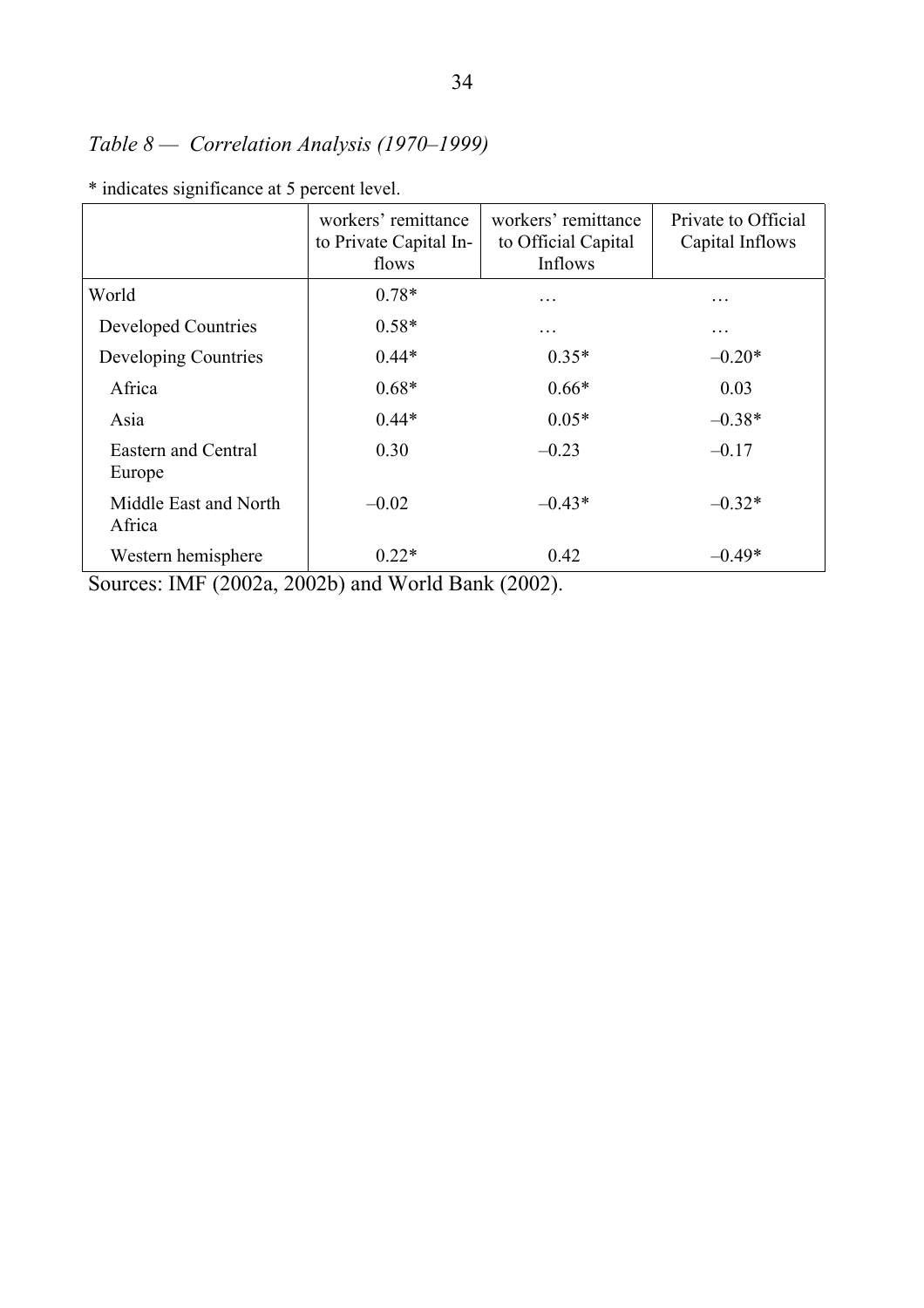*Table 8 — Correlation Analysis (1970–1999)*

\* indicates significance at 5 percent level.

| | workers' remittance to Private Capital Inflows | workers' remittance to Official Capital Inflows | Private to Official Capital Inflows |
|---|---|---|---|
| World | 0.78* | … | … |
| Developed Countries | 0.58* | … | … |
| Developing Countries | 0.44* | 0.35* | –0.20* |
| Africa | 0.68* | 0.66* | 0.03 |
| Asia | 0.44* | 0.05* | –0.38* |
| Eastern and Central Europe | 0.30 | –0.23 | –0.17 |
| Middle East and North Africa | –0.02 | –0.43* | –0.32* |
| Western hemisphere | 0.22* | 0.42 | –0.49* |

Sources: IMF (2002a, 2002b) and World Bank (2002).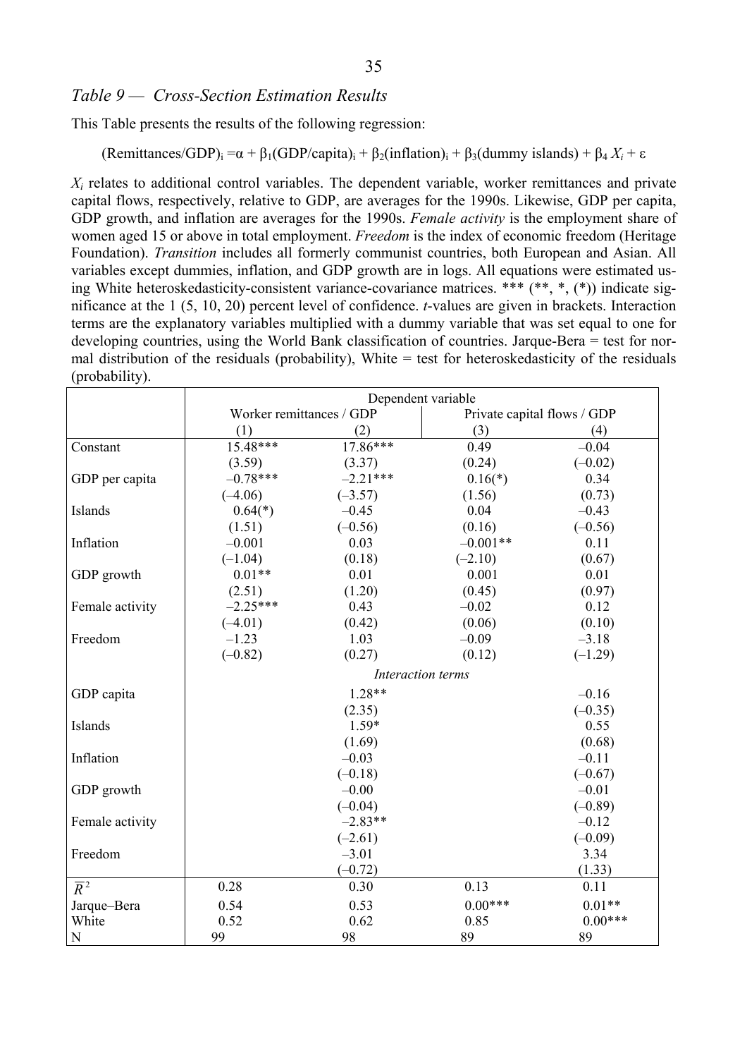*Table 9 — Cross-Section Estimation Results*

This Table presents the results of the following regression:

$$(\text{Remittances/GDP})_i = \alpha + \beta_1(\text{GDP/capita})_i + \beta_2(\text{inflation})_i + \beta_3(\text{dummy islands}) + \beta_4 X_i + \varepsilon$$

$X_i$ relates to additional control variables. The dependent variable, worker remittances and private capital flows, respectively, relative to GDP, are averages for the 1990s. Likewise, GDP per capita, GDP growth, and inflation are averages for the 1990s. *Female activity* is the employment share of women aged 15 or above in total employment. *Freedom* is the index of economic freedom (Heritage Foundation). *Transition* includes all formerly communist countries, both European and Asian. All variables except dummies, inflation, and GDP growth are in logs. All equations were estimated using White heteroskedasticity-consistent variance-covariance matrices. *** (**, *, (*)) indicate significance at the 1 (5, 10, 20) percent level of confidence. *t*-values are given in brackets. Interaction terms are the explanatory variables multiplied with a dummy variable that was set equal to one for developing countries, using the World Bank classification of countries. Jarque-Bera = test for normal distribution of the residuals (probability), White = test for heteroskedasticity of the residuals (probability).

| | Dependent variable | | | |
|---|---|---|---|---|
| | Worker remittances / GDP | | Private capital flows / GDP | |
| | (1) | (2) | (3) | (4) |
| Constant | 15.48*** | 17.86*** | 0.49 | –0.04 |
| | (3.59) | (3.37) | (0.24) | (–0.02) |
| GDP per capita | –0.78*** | –2.21*** | 0.16(*) | 0.34 |
| | (–4.06) | (–3.57) | (1.56) | (0.73) |
| Islands | 0.64(*) | –0.45 | 0.04 | –0.43 |
| | (1.51) | (–0.56) | (0.16) | (–0.56) |
| Inflation | –0.001 | 0.03 | –0.001** | 0.11 |
| | (–1.04) | (0.18) | (–2.10) | (0.67) |
| GDP growth | 0.01** | 0.01 | 0.001 | 0.01 |
| | (2.51) | (1.20) | (0.45) | (0.97) |
| Female activity | –2.25*** | 0.43 | –0.02 | 0.12 |
| | (–4.01) | (0.42) | (0.06) | (0.10) |
| Freedom | –1.23 | 1.03 | –0.09 | –3.18 |
| | (–0.82) | (0.27) | (0.12) | (–1.29) |
| | *Interaction terms* | | | |
| GDP capita | | 1.28** | | –0.16 |
| | | (2.35) | | (–0.35) |
| Islands | | 1.59* | | 0.55 |
| | | (1.69) | | (0.68) |
| Inflation | | –0.03 | | –0.11 |
| | | (–0.18) | | (–0.67) |
| GDP growth | | –0.00 | | –0.01 |
| | | (–0.04) | | (–0.89) |
| Female activity | | –2.83** | | –0.12 |
| | | (–2.61) | | (–0.09) |
| Freedom | | –3.01 | | 3.34 |
| | | (–0.72) | | (1.33) |
| $\overline{R}^2$ | 0.28 | 0.30 | 0.13 | 0.11 |
| Jarque–Bera | 0.54 | 0.53 | 0.00*** | 0.01** |
| White | 0.52 | 0.62 | 0.85 | 0.00*** |
| N | 99 | 98 | 89 | 89 |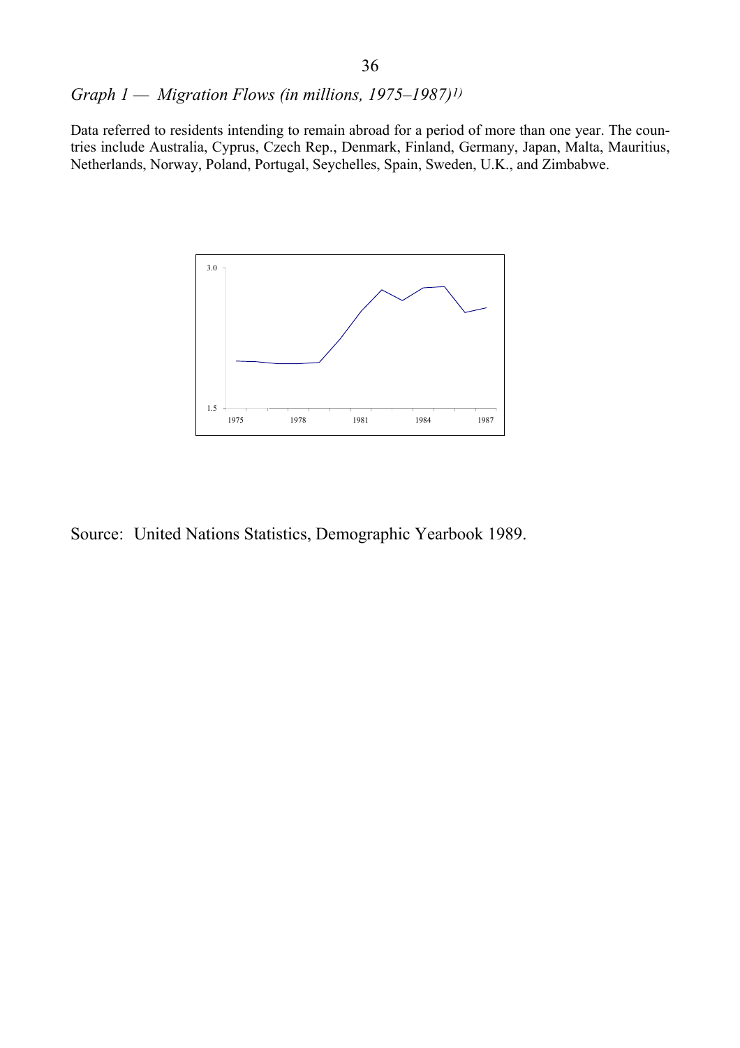*Graph 1 — Migration Flows (in millions, 1975–1987)[1)]*

Data referred to residents intending to remain abroad for a period of more than one year. The countries include Australia, Cyprus, Czech Rep., Denmark, Finland, Germany, Japan, Malta, Mauritius, Netherlands, Norway, Poland, Portugal, Seychelles, Spain, Sweden, U.K., and Zimbabwe.

Source: United Nations Statistics, Demographic Yearbook 1989.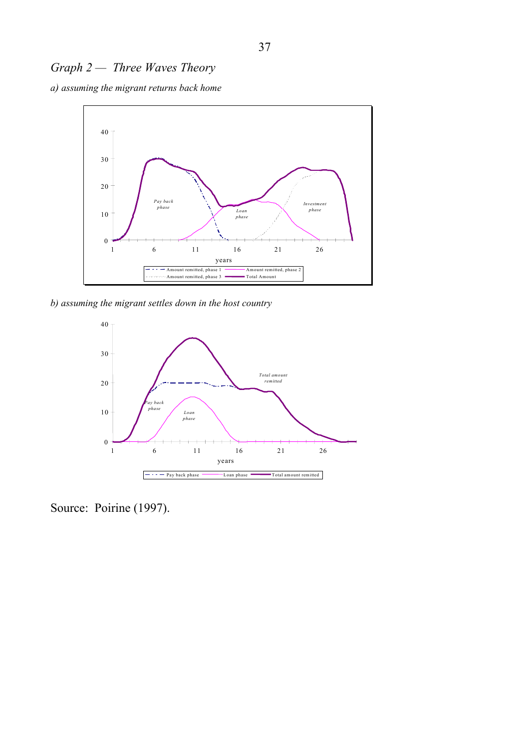*Graph 2 — Three Waves Theory*

*a) assuming the migrant returns back home*

*b) assuming the migrant settles down in the host country*

Source: Poirine (1997).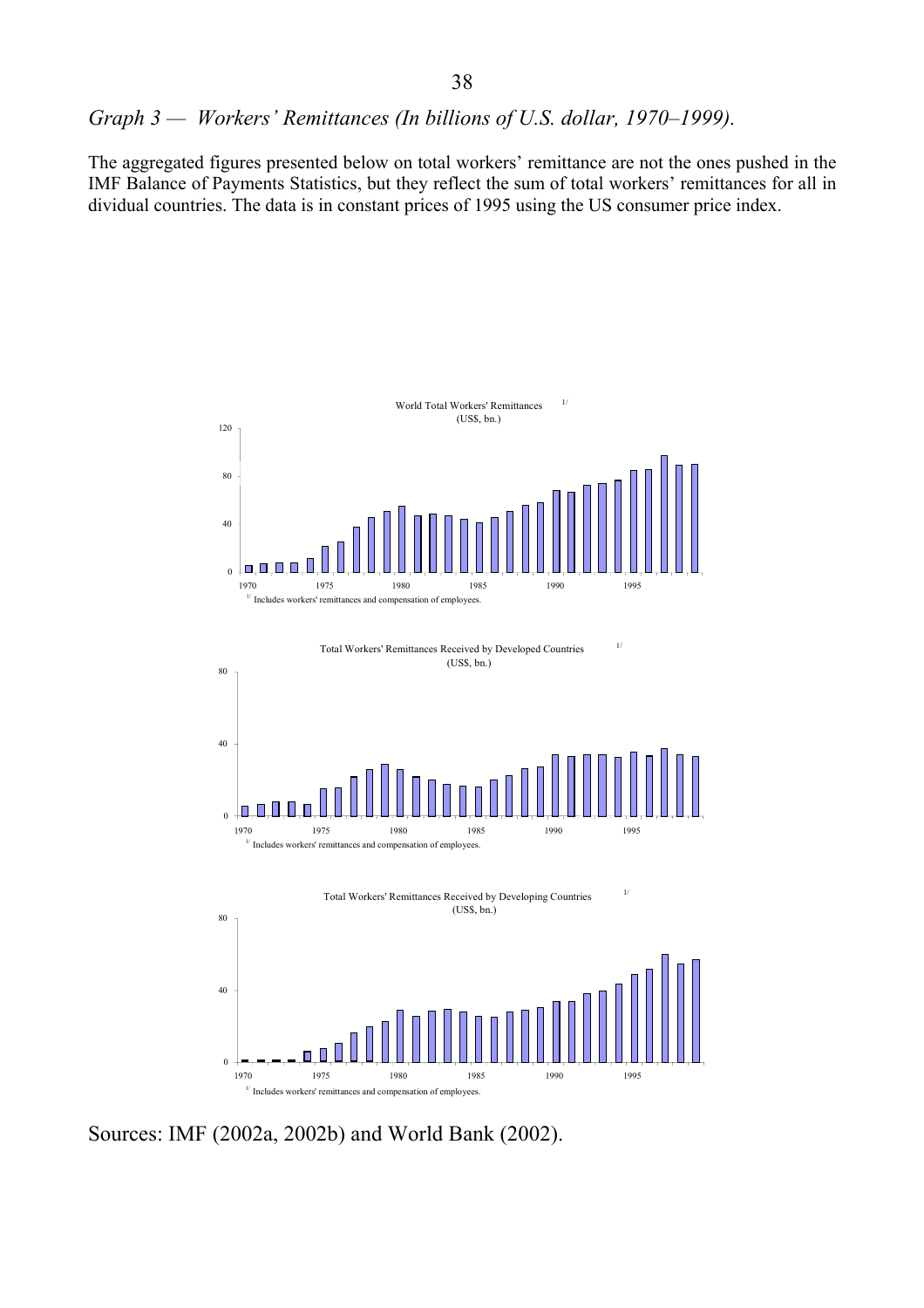*Graph 3 — Workers' Remittances (In billions of U.S. dollar, 1970–1999).*

The aggregated figures presented below on total workers' remittance are not the ones pushed in the IMF Balance of Payments Statistics, but they reflect the sum of total workers' remittances for all individual countries. The data is in constant prices of 1995 using the US consumer price index.

World Total Workers' Remittances [1/]
(US$, bn.)

[1/] Includes workers' remittances and compensation of employees.

Total Workers' Remittances Received by Developed Countries [1/]
(US$, bn.)

[1/] Includes workers' remittances and compensation of employees.

Total Workers' Remittances Received by Developing Countries [1/]
(US$, bn.)

[1/] Includes workers' remittances and compensation of employees.

Sources: IMF (2002a, 2002b) and World Bank (2002).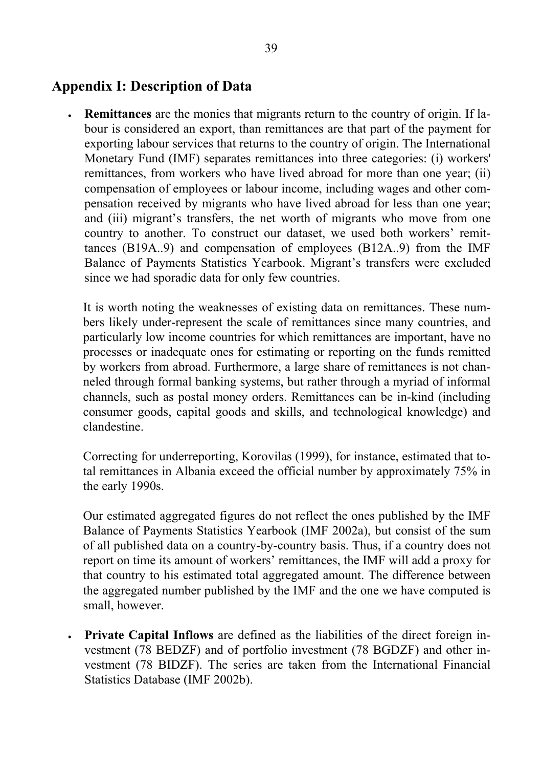## Appendix I: Description of Data

- **Remittances** are the monies that migrants return to the country of origin. If labour is considered an export, than remittances are that part of the payment for exporting labour services that returns to the country of origin. The International Monetary Fund (IMF) separates remittances into three categories: (i) workers' remittances, from workers who have lived abroad for more than one year; (ii) compensation of employees or labour income, including wages and other compensation received by migrants who have lived abroad for less than one year; and (iii) migrant's transfers, the net worth of migrants who move from one country to another. To construct our dataset, we used both workers' remittances (B19A..9) and compensation of employees (B12A..9) from the IMF Balance of Payments Statistics Yearbook. Migrant's transfers were excluded since we had sporadic data for only few countries.

  It is worth noting the weaknesses of existing data on remittances. These numbers likely under-represent the scale of remittances since many countries, and particularly low income countries for which remittances are important, have no processes or inadequate ones for estimating or reporting on the funds remitted by workers from abroad. Furthermore, a large share of remittances is not channeled through formal banking systems, but rather through a myriad of informal channels, such as postal money orders. Remittances can be in-kind (including consumer goods, capital goods and skills, and technological knowledge) and clandestine.

  Correcting for underreporting, Korovilas (1999), for instance, estimated that total remittances in Albania exceed the official number by approximately 75% in the early 1990s.

  Our estimated aggregated figures do not reflect the ones published by the IMF Balance of Payments Statistics Yearbook (IMF 2002a), but consist of the sum of all published data on a country-by-country basis. Thus, if a country does not report on time its amount of workers' remittances, the IMF will add a proxy for that country to his estimated total aggregated amount. The difference between the aggregated number published by the IMF and the one we have computed is small, however.

- **Private Capital Inflows** are defined as the liabilities of the direct foreign investment (78 BEDZF) and of portfolio investment (78 BGDZF) and other investment (78 BIDZF). The series are taken from the International Financial Statistics Database (IMF 2002b).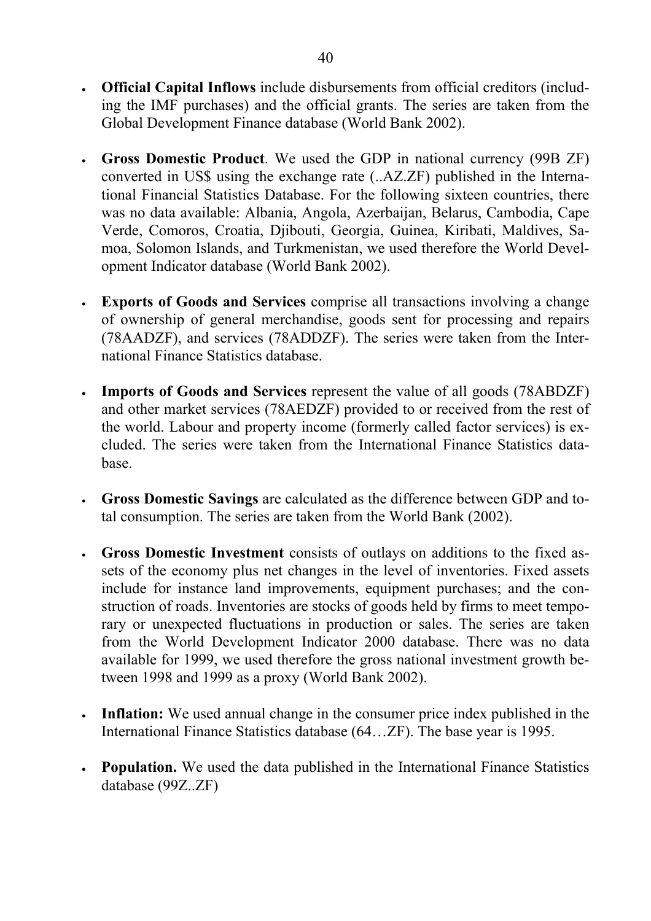- **Official Capital Inflows** include disbursements from official creditors (including the IMF purchases) and the official grants. The series are taken from the Global Development Finance database (World Bank 2002).

- **Gross Domestic Product**. We used the GDP in national currency (99B ZF) converted in US$ using the exchange rate (..AZ.ZF) published in the International Financial Statistics Database. For the following sixteen countries, there was no data available: Albania, Angola, Azerbaijan, Belarus, Cambodia, Cape Verde, Comoros, Croatia, Djibouti, Georgia, Guinea, Kiribati, Maldives, Samoa, Solomon Islands, and Turkmenistan, we used therefore the World Development Indicator database (World Bank 2002).

- **Exports of Goods and Services** comprise all transactions involving a change of ownership of general merchandise, goods sent for processing and repairs (78AADZF), and services (78ADDZF). The series were taken from the International Finance Statistics database.

- **Imports of Goods and Services** represent the value of all goods (78ABDZF) and other market services (78AEDZF) provided to or received from the rest of the world. Labour and property income (formerly called factor services) is excluded. The series were taken from the International Finance Statistics database.

- **Gross Domestic Savings** are calculated as the difference between GDP and total consumption. The series are taken from the World Bank (2002).

- **Gross Domestic Investment** consists of outlays on additions to the fixed assets of the economy plus net changes in the level of inventories. Fixed assets include for instance land improvements, equipment purchases; and the construction of roads. Inventories are stocks of goods held by firms to meet temporary or unexpected fluctuations in production or sales. The series are taken from the World Development Indicator 2000 database. There was no data available for 1999, we used therefore the gross national investment growth between 1998 and 1999 as a proxy (World Bank 2002).

- **Inflation:** We used annual change in the consumer price index published in the International Finance Statistics database (64…ZF). The base year is 1995.

- **Population.** We used the data published in the International Finance Statistics database (99Z..ZF)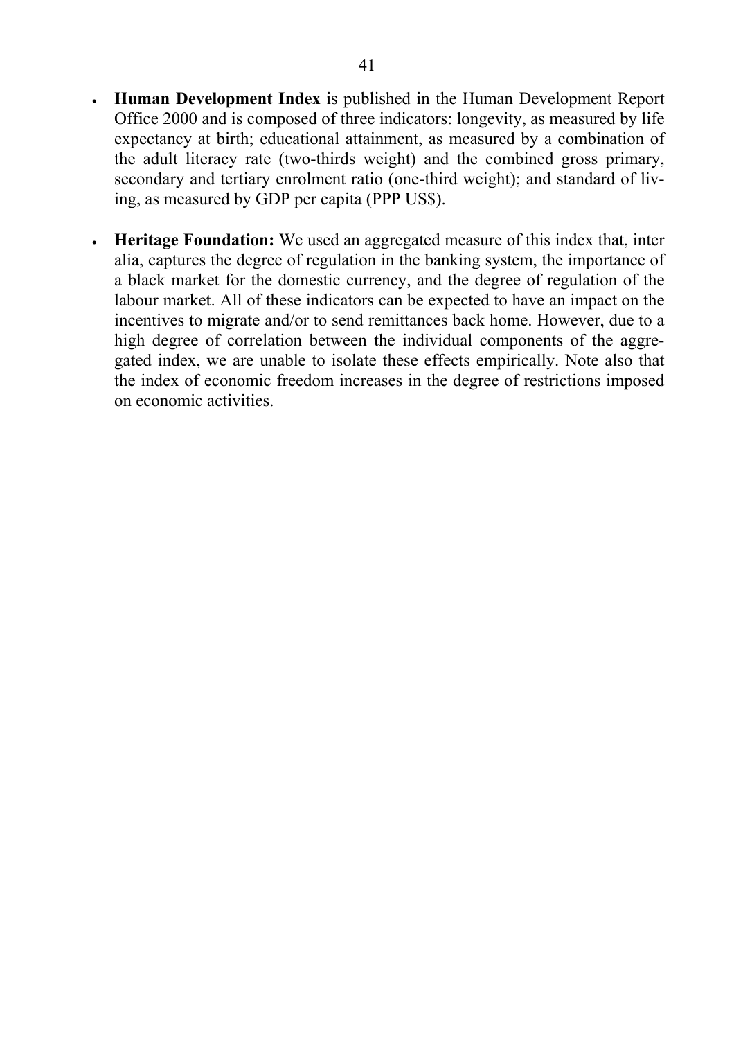- **Human Development Index** is published in the Human Development Report Office 2000 and is composed of three indicators: longevity, as measured by life expectancy at birth; educational attainment, as measured by a combination of the adult literacy rate (two-thirds weight) and the combined gross primary, secondary and tertiary enrolment ratio (one-third weight); and standard of living, as measured by GDP per capita (PPP US$).

- **Heritage Foundation:** We used an aggregated measure of this index that, inter alia, captures the degree of regulation in the banking system, the importance of a black market for the domestic currency, and the degree of regulation of the labour market. All of these indicators can be expected to have an impact on the incentives to migrate and/or to send remittances back home. However, due to a high degree of correlation between the individual components of the aggregated index, we are unable to isolate these effects empirically. Note also that the index of economic freedom increases in the degree of restrictions imposed on economic activities.